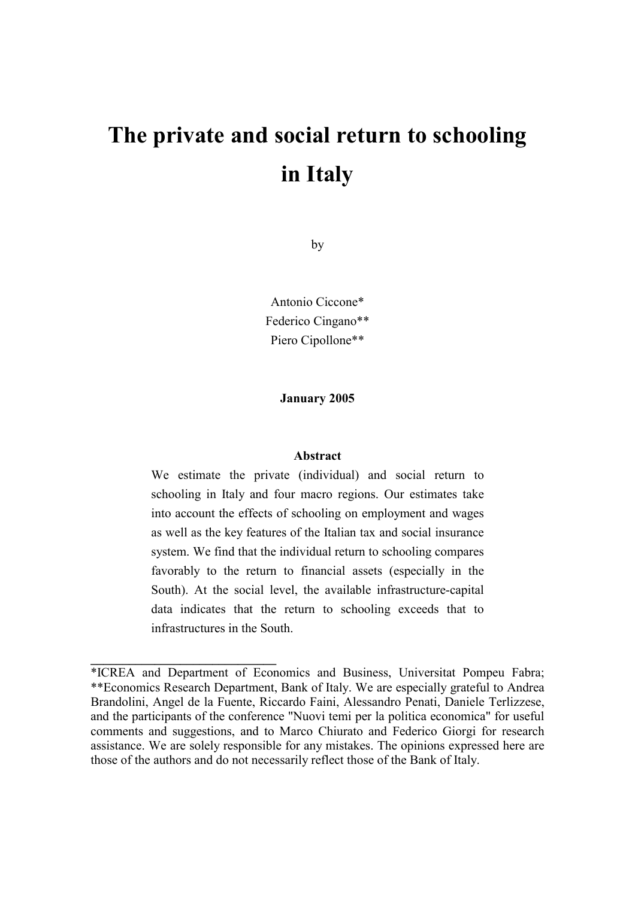# The private and social return to schooling in Italy

by

Antonio Ciccone*
Federico Cingano**
Piero Cipollone**

**January 2005**

**Abstract**

We estimate the private (individual) and social return to schooling in Italy and four macro regions. Our estimates take into account the effects of schooling on employment and wages as well as the key features of the Italian tax and social insurance system. We find that the individual return to schooling compares favorably to the return to financial assets (especially in the South). At the social level, the available infrastructure-capital data indicates that the return to schooling exceeds that to infrastructures in the South.

---

*ICREA and Department of Economics and Business, Universitat Pompeu Fabra; **Economics Research Department, Bank of Italy. We are especially grateful to Andrea Brandolini, Angel de la Fuente, Riccardo Faini, Alessandro Penati, Daniele Terlizzese, and the participants of the conference "Nuovi temi per la politica economica" for useful comments and suggestions, and to Marco Chiurato and Federico Giorgi for research assistance. We are solely responsible for any mistakes. The opinions expressed here are those of the authors and do not necessarily reflect those of the Bank of Italy.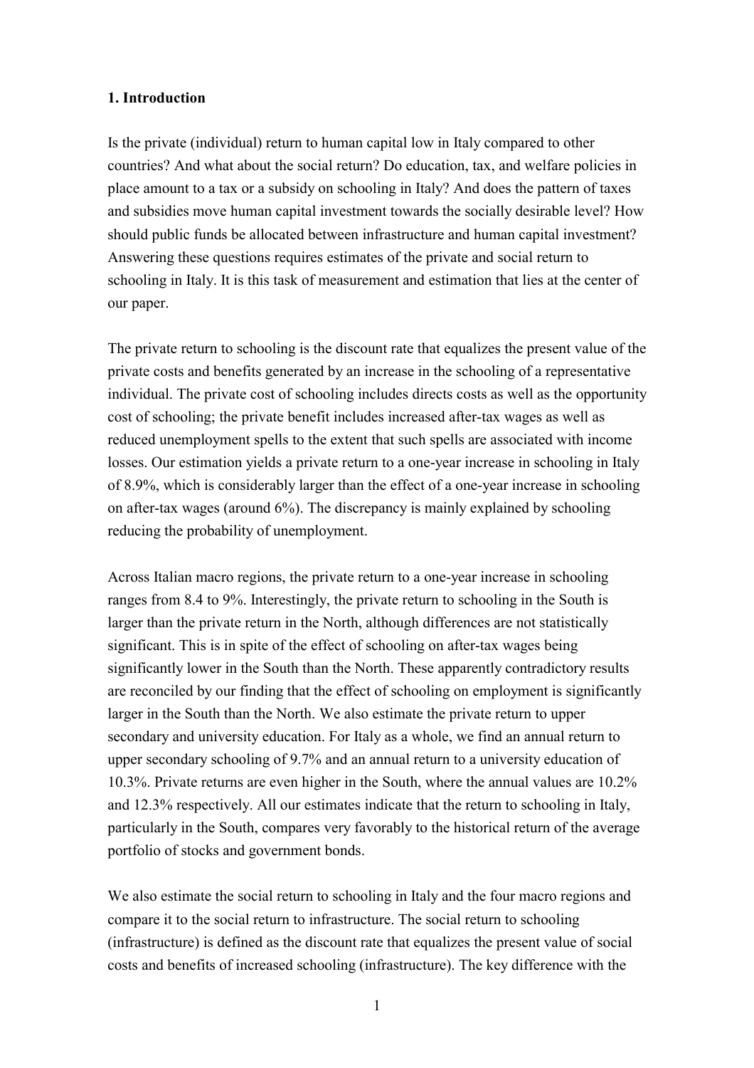## 1. Introduction

Is the private (individual) return to human capital low in Italy compared to other countries? And what about the social return? Do education, tax, and welfare policies in place amount to a tax or a subsidy on schooling in Italy? And does the pattern of taxes and subsidies move human capital investment towards the socially desirable level? How should public funds be allocated between infrastructure and human capital investment? Answering these questions requires estimates of the private and social return to schooling in Italy. It is this task of measurement and estimation that lies at the center of our paper.

The private return to schooling is the discount rate that equalizes the present value of the private costs and benefits generated by an increase in the schooling of a representative individual. The private cost of schooling includes directs costs as well as the opportunity cost of schooling; the private benefit includes increased after-tax wages as well as reduced unemployment spells to the extent that such spells are associated with income losses. Our estimation yields a private return to a one-year increase in schooling in Italy of 8.9%, which is considerably larger than the effect of a one-year increase in schooling on after-tax wages (around 6%). The discrepancy is mainly explained by schooling reducing the probability of unemployment.

Across Italian macro regions, the private return to a one-year increase in schooling ranges from 8.4 to 9%. Interestingly, the private return to schooling in the South is larger than the private return in the North, although differences are not statistically significant. This is in spite of the effect of schooling on after-tax wages being significantly lower in the South than the North. These apparently contradictory results are reconciled by our finding that the effect of schooling on employment is significantly larger in the South than the North. We also estimate the private return to upper secondary and university education. For Italy as a whole, we find an annual return to upper secondary schooling of 9.7% and an annual return to a university education of 10.3%. Private returns are even higher in the South, where the annual values are 10.2% and 12.3% respectively. All our estimates indicate that the return to schooling in Italy, particularly in the South, compares very favorably to the historical return of the average portfolio of stocks and government bonds.

We also estimate the social return to schooling in Italy and the four macro regions and compare it to the social return to infrastructure. The social return to schooling (infrastructure) is defined as the discount rate that equalizes the present value of social costs and benefits of increased schooling (infrastructure). The key difference with the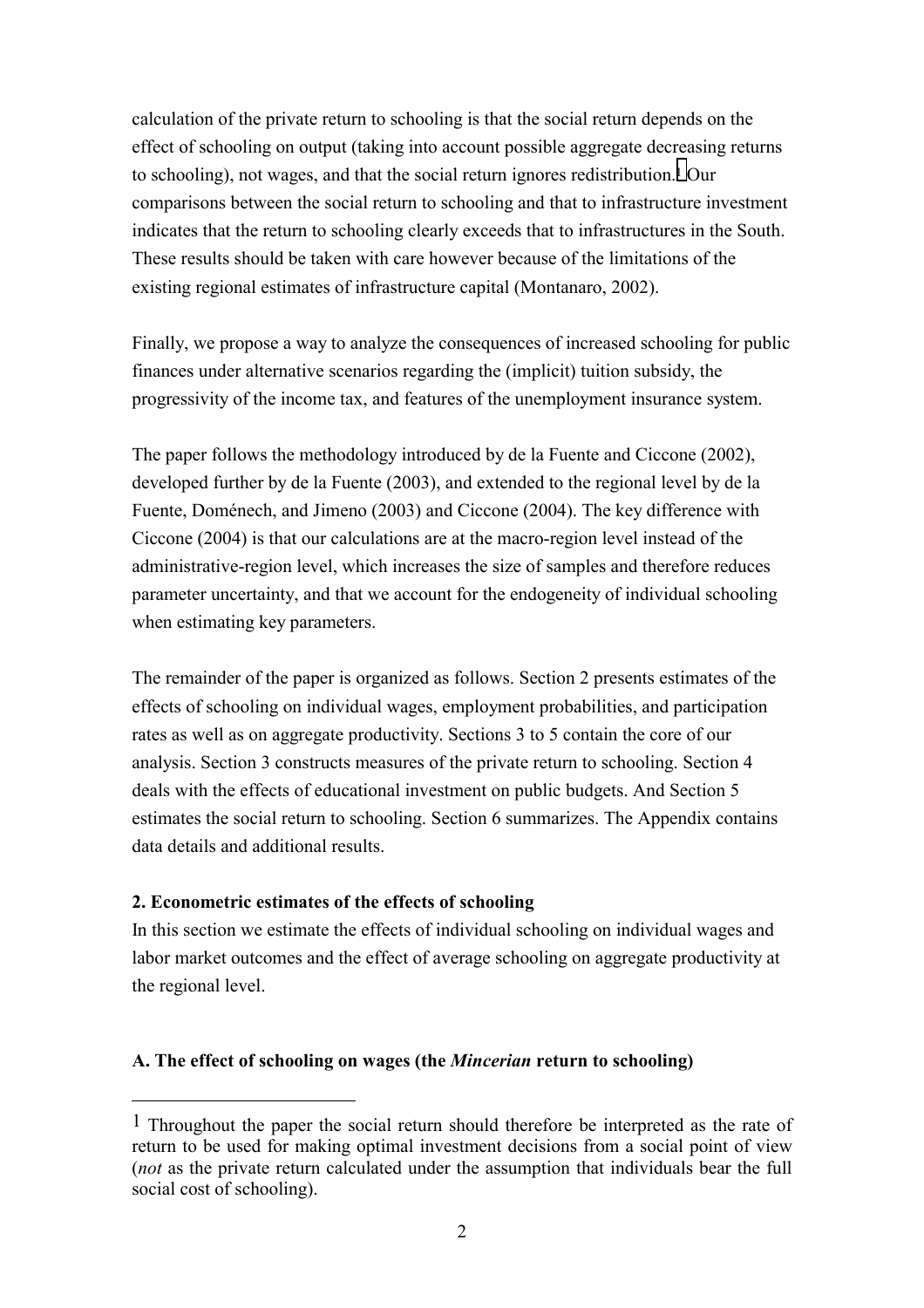calculation of the private return to schooling is that the social return depends on the effect of schooling on output (taking into account possible aggregate decreasing returns to schooling), not wages, and that the social return ignores redistribution.[1] Our comparisons between the social return to schooling and that to infrastructure investment indicates that the return to schooling clearly exceeds that to infrastructures in the South. These results should be taken with care however because of the limitations of the existing regional estimates of infrastructure capital (Montanaro, 2002).

Finally, we propose a way to analyze the consequences of increased schooling for public finances under alternative scenarios regarding the (implicit) tuition subsidy, the progressivity of the income tax, and features of the unemployment insurance system.

The paper follows the methodology introduced by de la Fuente and Ciccone (2002), developed further by de la Fuente (2003), and extended to the regional level by de la Fuente, Doménech, and Jimeno (2003) and Ciccone (2004). The key difference with Ciccone (2004) is that our calculations are at the macro-region level instead of the administrative-region level, which increases the size of samples and therefore reduces parameter uncertainty, and that we account for the endogeneity of individual schooling when estimating key parameters.

The remainder of the paper is organized as follows. Section 2 presents estimates of the effects of schooling on individual wages, employment probabilities, and participation rates as well as on aggregate productivity. Sections 3 to 5 contain the core of our analysis. Section 3 constructs measures of the private return to schooling. Section 4 deals with the effects of educational investment on public budgets. And Section 5 estimates the social return to schooling. Section 6 summarizes. The Appendix contains data details and additional results.

## 2. Econometric estimates of the effects of schooling

In this section we estimate the effects of individual schooling on individual wages and labor market outcomes and the effect of average schooling on aggregate productivity at the regional level.

### A. The effect of schooling on wages (the *Mincerian* return to schooling)

[1] Throughout the paper the social return should therefore be interpreted as the rate of return to be used for making optimal investment decisions from a social point of view (*not* as the private return calculated under the assumption that individuals bear the full social cost of schooling).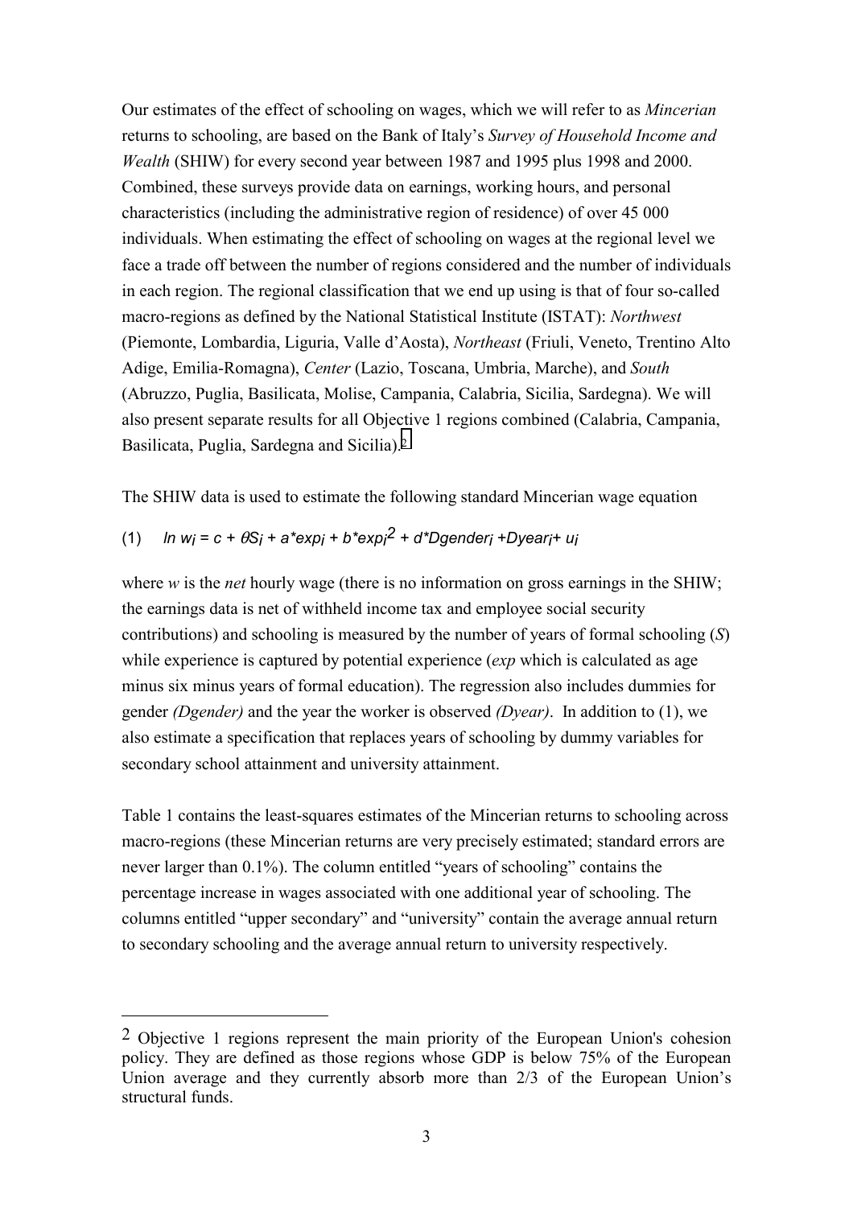Our estimates of the effect of schooling on wages, which we will refer to as *Mincerian* returns to schooling, are based on the Bank of Italy's *Survey of Household Income and Wealth* (SHIW) for every second year between 1987 and 1995 plus 1998 and 2000. Combined, these surveys provide data on earnings, working hours, and personal characteristics (including the administrative region of residence) of over 45 000 individuals. When estimating the effect of schooling on wages at the regional level we face a trade off between the number of regions considered and the number of individuals in each region. The regional classification that we end up using is that of four so-called macro-regions as defined by the National Statistical Institute (ISTAT): *Northwest* (Piemonte, Lombardia, Liguria, Valle d'Aosta), *Northeast* (Friuli, Veneto, Trentino Alto Adige, Emilia-Romagna), *Center* (Lazio, Toscana, Umbria, Marche), and *South* (Abruzzo, Puglia, Basilicata, Molise, Campania, Calabria, Sicilia, Sardegna). We will also present separate results for all Objective 1 regions combined (Calabria, Campania, Basilicata, Puglia, Sardegna and Sicilia).[2]

The SHIW data is used to estimate the following standard Mincerian wage equation

$$(1) \quad \ln w_i = c + \theta S_i + a * exp_i + b * exp_i^2 + d * Dgender_i + Dyear_i + u_i$$

where *w* is the *net* hourly wage (there is no information on gross earnings in the SHIW; the earnings data is net of withheld income tax and employee social security contributions) and schooling is measured by the number of years of formal schooling (*S*) while experience is captured by potential experience (*exp* which is calculated as age minus six minus years of formal education). The regression also includes dummies for gender *(Dgender)* and the year the worker is observed *(Dyear)*. In addition to (1), we also estimate a specification that replaces years of schooling by dummy variables for secondary school attainment and university attainment.

Table 1 contains the least-squares estimates of the Mincerian returns to schooling across macro-regions (these Mincerian returns are very precisely estimated; standard errors are never larger than 0.1%). The column entitled "years of schooling" contains the percentage increase in wages associated with one additional year of schooling. The columns entitled "upper secondary" and "university" contain the average annual return to secondary schooling and the average annual return to university respectively.

---

[2] Objective 1 regions represent the main priority of the European Union's cohesion policy. They are defined as those regions whose GDP is below 75% of the European Union average and they currently absorb more than 2/3 of the European Union's structural funds.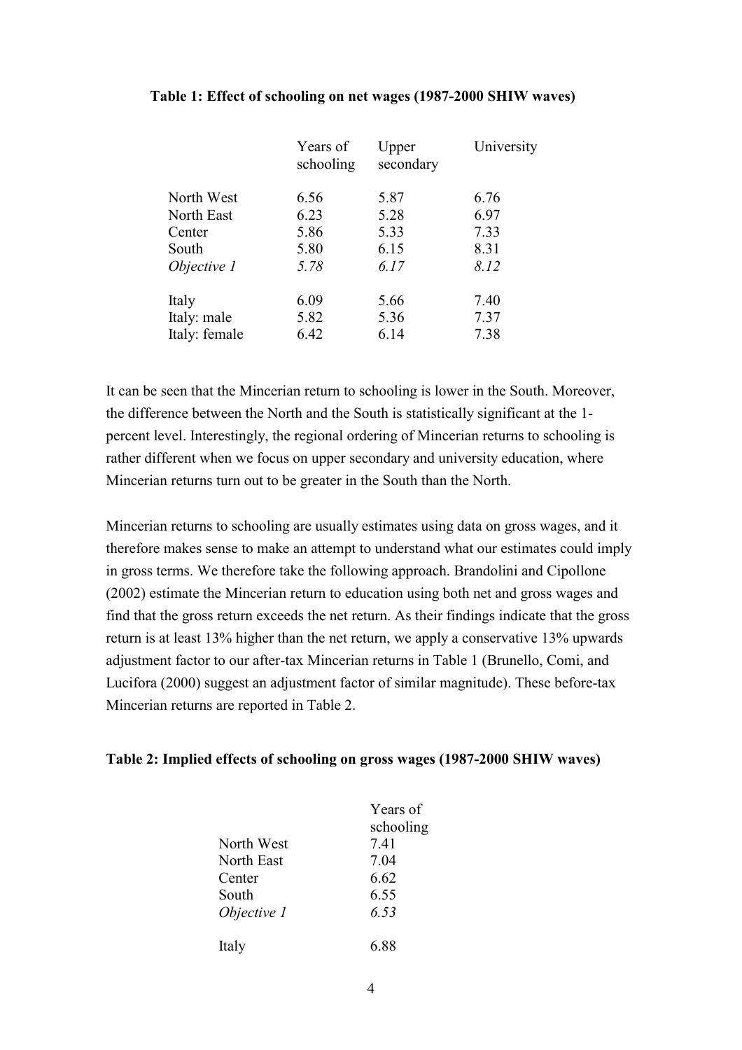**Table 1: Effect of schooling on net wages (1987-2000 SHIW waves)**

| | Years of schooling | Upper secondary | University |
|---|---|---|---|
| North West | 6.56 | 5.87 | 6.76 |
| North East | 6.23 | 5.28 | 6.97 |
| Center | 5.86 | 5.33 | 7.33 |
| South | 5.80 | 6.15 | 8.31 |
| *Objective 1* | *5.78* | *6.17* | *8.12* |
| Italy | 6.09 | 5.66 | 7.40 |
| Italy: male | 5.82 | 5.36 | 7.37 |
| Italy: female | 6.42 | 6.14 | 7.38 |

It can be seen that the Mincerian return to schooling is lower in the South. Moreover, the difference between the North and the South is statistically significant at the 1-percent level. Interestingly, the regional ordering of Mincerian returns to schooling is rather different when we focus on upper secondary and university education, where Mincerian returns turn out to be greater in the South than the North.

Mincerian returns to schooling are usually estimates using data on gross wages, and it therefore makes sense to make an attempt to understand what our estimates could imply in gross terms. We therefore take the following approach. Brandolini and Cipollone (2002) estimate the Mincerian return to education using both net and gross wages and find that the gross return exceeds the net return. As their findings indicate that the gross return is at least 13% higher than the net return, we apply a conservative 13% upwards adjustment factor to our after-tax Mincerian returns in Table 1 (Brunello, Comi, and Lucifora (2000) suggest an adjustment factor of similar magnitude). These before-tax Mincerian returns are reported in Table 2.

**Table 2: Implied effects of schooling on gross wages (1987-2000 SHIW waves)**

| | Years of schooling |
|---|---|
| North West | 7.41 |
| North East | 7.04 |
| Center | 6.62 |
| South | 6.55 |
| *Objective 1* | *6.53* |
| Italy | 6.88 |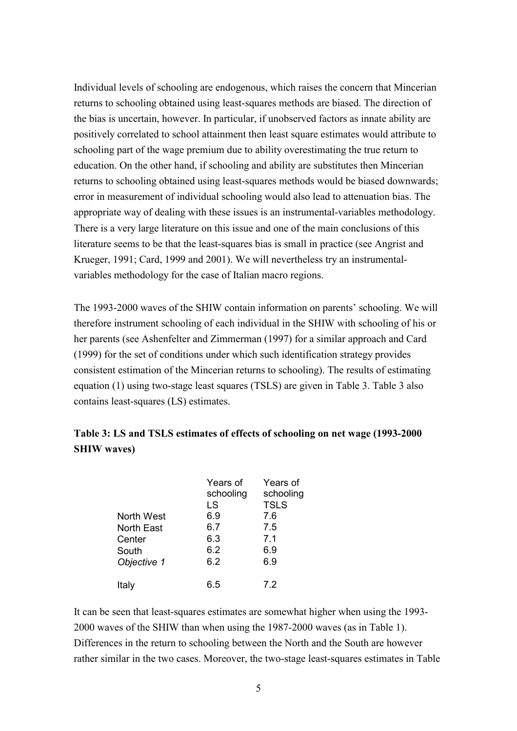Individual levels of schooling are endogenous, which raises the concern that Mincerian returns to schooling obtained using least-squares methods are biased. The direction of the bias is uncertain, however. In particular, if unobserved factors as innate ability are positively correlated to school attainment then least square estimates would attribute to schooling part of the wage premium due to ability overestimating the true return to education. On the other hand, if schooling and ability are substitutes then Mincerian returns to schooling obtained using least-squares methods would be biased downwards; error in measurement of individual schooling would also lead to attenuation bias. The appropriate way of dealing with these issues is an instrumental-variables methodology. There is a very large literature on this issue and one of the main conclusions of this literature seems to be that the least-squares bias is small in practice (see Angrist and Krueger, 1991; Card, 1999 and 2001). We will nevertheless try an instrumental-variables methodology for the case of Italian macro regions.

The 1993-2000 waves of the SHIW contain information on parents' schooling. We will therefore instrument schooling of each individual in the SHIW with schooling of his or her parents (see Ashenfelter and Zimmerman (1997) for a similar approach and Card (1999) for the set of conditions under which such identification strategy provides consistent estimation of the Mincerian returns to schooling). The results of estimating equation (1) using two-stage least squares (TSLS) are given in Table 3. Table 3 also contains least-squares (LS) estimates.

**Table 3: LS and TSLS estimates of effects of schooling on net wage (1993-2000 SHIW waves)**

| | Years of schooling LS | Years of schooling TSLS |
|---|---|---|
| North West | 6.9 | 7.6 |
| North East | 6.7 | 7.5 |
| Center | 6.3 | 7.1 |
| South | 6.2 | 6.9 |
| *Objective 1* | 6.2 | 6.9 |
| Italy | 6.5 | 7.2 |

It can be seen that least-squares estimates are somewhat higher when using the 1993-2000 waves of the SHIW than when using the 1987-2000 waves (as in Table 1). Differences in the return to schooling between the North and the South are however rather similar in the two cases. Moreover, the two-stage least-squares estimates in Table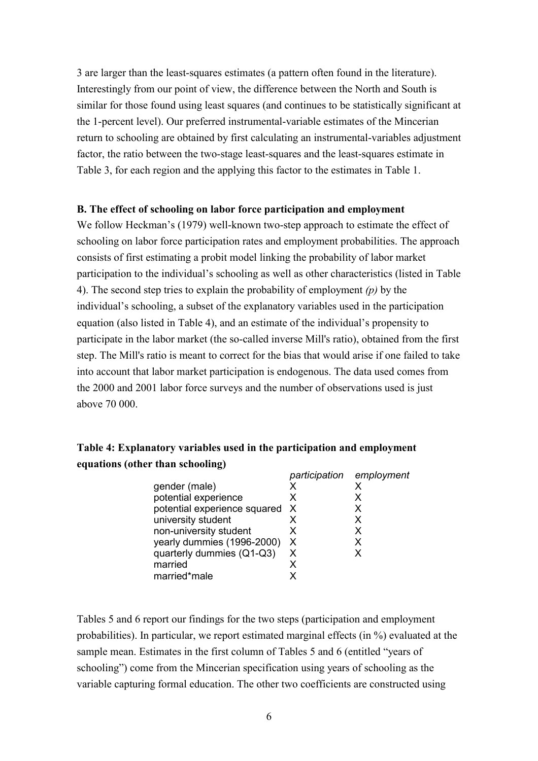3 are larger than the least-squares estimates (a pattern often found in the literature). Interestingly from our point of view, the difference between the North and South is similar for those found using least squares (and continues to be statistically significant at the 1-percent level). Our preferred instrumental-variable estimates of the Mincerian return to schooling are obtained by first calculating an instrumental-variables adjustment factor, the ratio between the two-stage least-squares and the least-squares estimate in Table 3, for each region and the applying this factor to the estimates in Table 1.

### B. The effect of schooling on labor force participation and employment

We follow Heckman's (1979) well-known two-step approach to estimate the effect of schooling on labor force participation rates and employment probabilities. The approach consists of first estimating a probit model linking the probability of labor market participation to the individual's schooling as well as other characteristics (listed in Table 4). The second step tries to explain the probability of employment *(p)* by the individual's schooling, a subset of the explanatory variables used in the participation equation (also listed in Table 4), and an estimate of the individual's propensity to participate in the labor market (the so-called inverse Mill's ratio), obtained from the first step. The Mill's ratio is meant to correct for the bias that would arise if one failed to take into account that labor market participation is endogenous. The data used comes from the 2000 and 2001 labor force surveys and the number of observations used is just above 70 000.

**Table 4: Explanatory variables used in the participation and employment equations (other than schooling)**

| | *participation* | *employment* |
|---|---|---|
| gender (male) | X | X |
| potential experience | X | X |
| potential experience squared | X | X |
| university student | X | X |
| non-university student | X | X |
| yearly dummies (1996-2000) | X | X |
| quarterly dummies (Q1-Q3) | X | X |
| married | X | |
| married*male | X | |

Tables 5 and 6 report our findings for the two steps (participation and employment probabilities). In particular, we report estimated marginal effects (in %) evaluated at the sample mean. Estimates in the first column of Tables 5 and 6 (entitled "years of schooling") come from the Mincerian specification using years of schooling as the variable capturing formal education. The other two coefficients are constructed using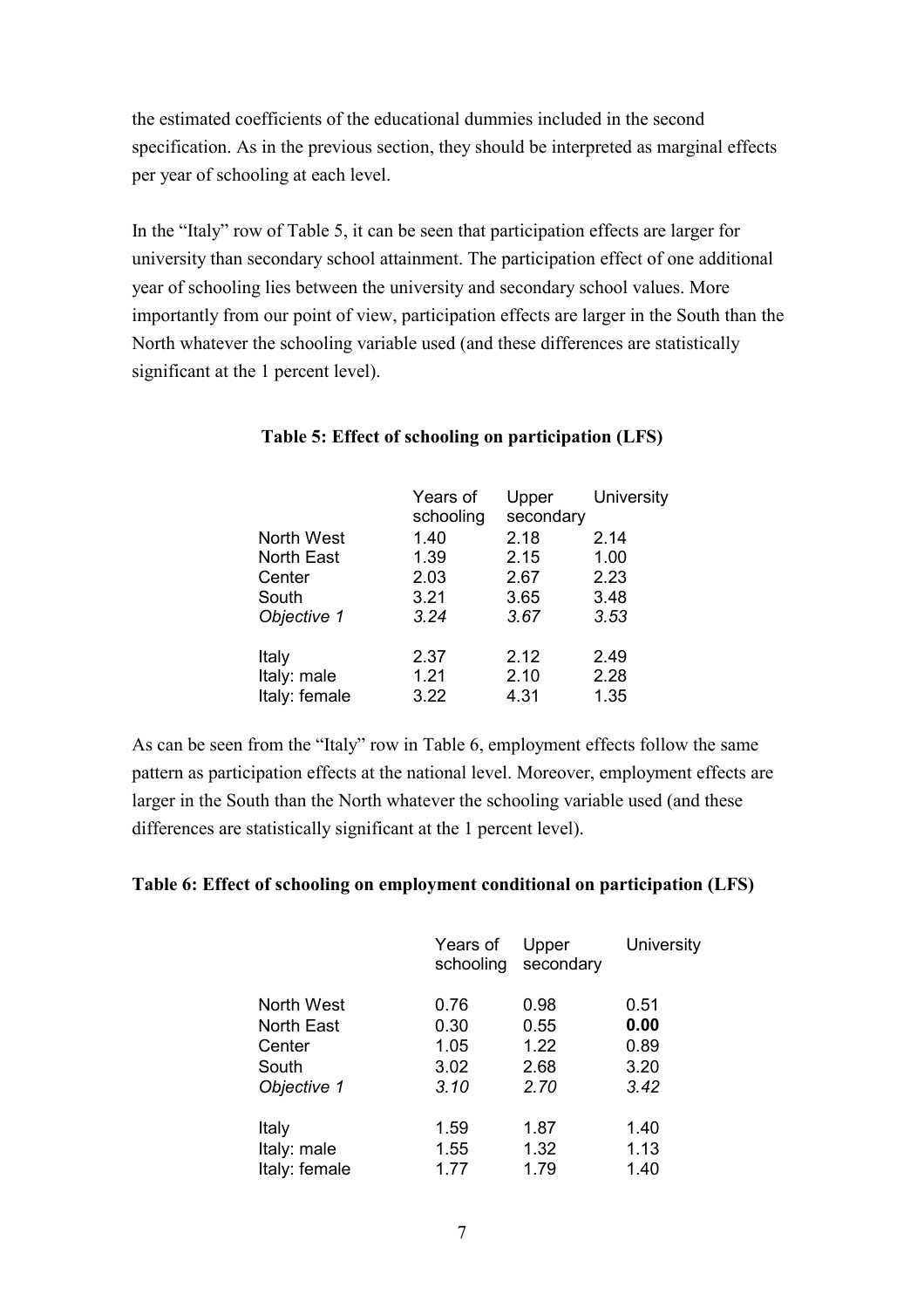the estimated coefficients of the educational dummies included in the second specification. As in the previous section, they should be interpreted as marginal effects per year of schooling at each level.

In the "Italy" row of Table 5, it can be seen that participation effects are larger for university than secondary school attainment. The participation effect of one additional year of schooling lies between the university and secondary school values. More importantly from our point of view, participation effects are larger in the South than the North whatever the schooling variable used (and these differences are statistically significant at the 1 percent level).

**Table 5: Effect of schooling on participation (LFS)**

| | Years of schooling | Upper secondary | University |
|---|---|---|---|
| North West | 1.40 | 2.18 | 2.14 |
| North East | 1.39 | 2.15 | 1.00 |
| Center | 2.03 | 2.67 | 2.23 |
| South | 3.21 | 3.65 | 3.48 |
| *Objective 1* | *3.24* | *3.67* | *3.53* |
| Italy | 2.37 | 2.12 | 2.49 |
| Italy: male | 1.21 | 2.10 | 2.28 |
| Italy: female | 3.22 | 4.31 | 1.35 |

As can be seen from the "Italy" row in Table 6, employment effects follow the same pattern as participation effects at the national level. Moreover, employment effects are larger in the South than the North whatever the schooling variable used (and these differences are statistically significant at the 1 percent level).

**Table 6: Effect of schooling on employment conditional on participation (LFS)**

| | Years of schooling | Upper secondary | University |
|---|---|---|---|
| North West | 0.76 | 0.98 | 0.51 |
| North East | 0.30 | 0.55 | **0.00** |
| Center | 1.05 | 1.22 | 0.89 |
| South | 3.02 | 2.68 | 3.20 |
| *Objective 1* | *3.10* | *2.70* | *3.42* |
| Italy | 1.59 | 1.87 | 1.40 |
| Italy: male | 1.55 | 1.32 | 1.13 |
| Italy: female | 1.77 | 1.79 | 1.40 |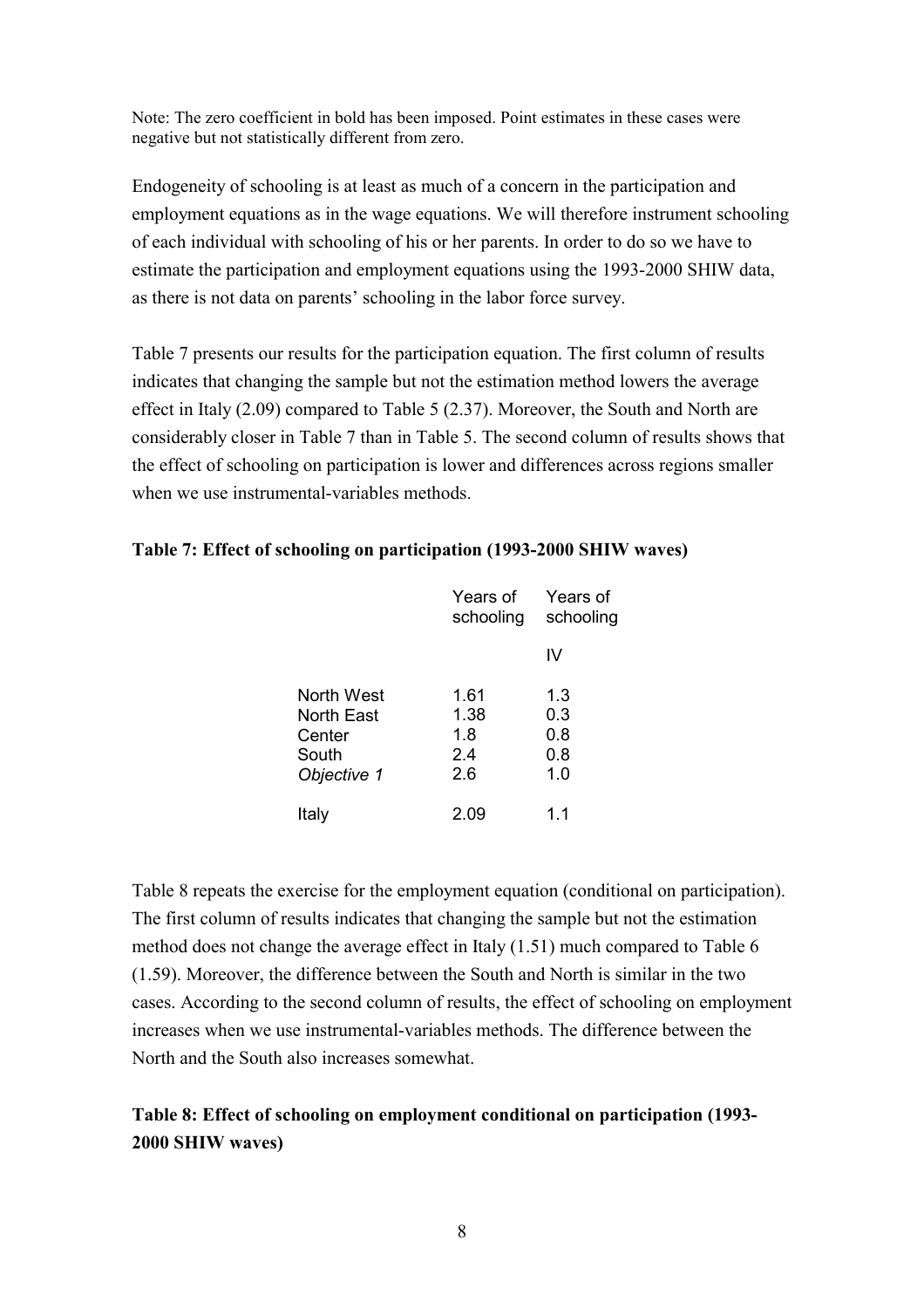Note: The zero coefficient in bold has been imposed. Point estimates in these cases were negative but not statistically different from zero.

Endogeneity of schooling is at least as much of a concern in the participation and employment equations as in the wage equations. We will therefore instrument schooling of each individual with schooling of his or her parents. In order to do so we have to estimate the participation and employment equations using the 1993-2000 SHIW data, as there is not data on parents' schooling in the labor force survey.

Table 7 presents our results for the participation equation. The first column of results indicates that changing the sample but not the estimation method lowers the average effect in Italy (2.09) compared to Table 5 (2.37). Moreover, the South and North are considerably closer in Table 7 than in Table 5. The second column of results shows that the effect of schooling on participation is lower and differences across regions smaller when we use instrumental-variables methods.

**Table 7: Effect of schooling on participation (1993-2000 SHIW waves)**

| | Years of schooling | Years of schooling IV |
|---|---|---|
| North West | 1.61 | 1.3 |
| North East | 1.38 | 0.3 |
| Center | 1.8 | 0.8 |
| South | 2.4 | 0.8 |
| *Objective 1* | 2.6 | 1.0 |
| Italy | 2.09 | 1.1 |

Table 8 repeats the exercise for the employment equation (conditional on participation). The first column of results indicates that changing the sample but not the estimation method does not change the average effect in Italy (1.51) much compared to Table 6 (1.59). Moreover, the difference between the South and North is similar in the two cases. According to the second column of results, the effect of schooling on employment increases when we use instrumental-variables methods. The difference between the North and the South also increases somewhat.

**Table 8: Effect of schooling on employment conditional on participation (1993-2000 SHIW waves)**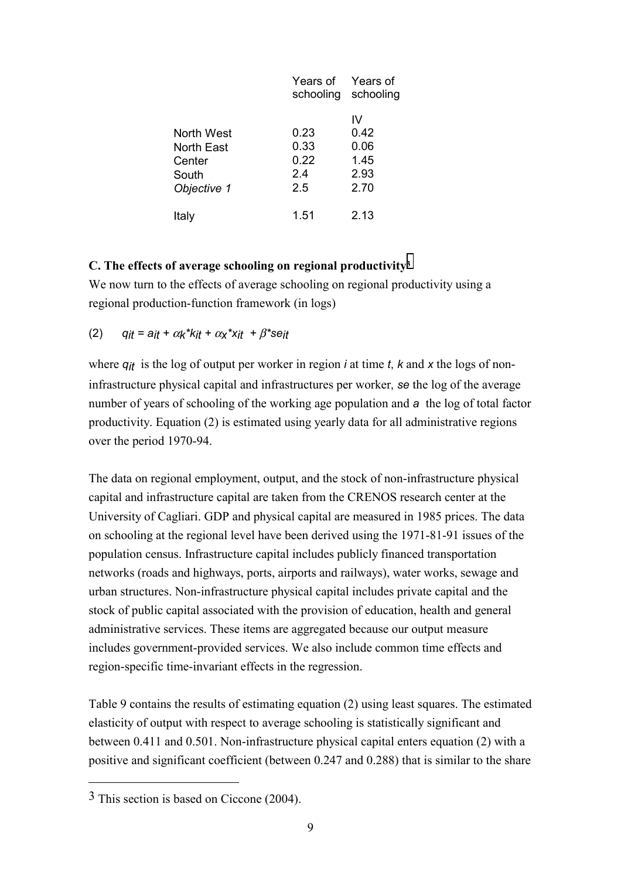| | Years of schooling | Years of schooling |
|---|---|---|
| | | IV |
| North West | 0.23 | 0.42 |
| North East | 0.33 | 0.06 |
| Center | 0.22 | 1.45 |
| South | 2.4 | 2.93 |
| *Objective 1* | 2.5 | 2.70 |
| Italy | 1.51 | 2.13 |

**C. The effects of average schooling on regional productivity**[3]

We now turn to the effects of average schooling on regional productivity using a regional production-function framework (in logs)

$$(2) \qquad q_{it} = a_{it} + \alpha_k * k_{it} + \alpha_x * x_{it} + \beta * se_{it}$$

where $q_{it}$ is the log of output per worker in region $i$ at time $t$, $k$ and $x$ the logs of non-infrastructure physical capital and infrastructures per worker, $se$ the log of the average number of years of schooling of the working age population and $a$ the log of total factor productivity. Equation (2) is estimated using yearly data for all administrative regions over the period 1970-94.

The data on regional employment, output, and the stock of non-infrastructure physical capital and infrastructure capital are taken from the CRENOS research center at the University of Cagliari. GDP and physical capital are measured in 1985 prices. The data on schooling at the regional level have been derived using the 1971-81-91 issues of the population census. Infrastructure capital includes publicly financed transportation networks (roads and highways, ports, airports and railways), water works, sewage and urban structures. Non-infrastructure physical capital includes private capital and the stock of public capital associated with the provision of education, health and general administrative services. These items are aggregated because our output measure includes government-provided services. We also include common time effects and region-specific time-invariant effects in the regression.

Table 9 contains the results of estimating equation (2) using least squares. The estimated elasticity of output with respect to average schooling is statistically significant and between 0.411 and 0.501. Non-infrastructure physical capital enters equation (2) with a positive and significant coefficient (between 0.247 and 0.288) that is similar to the share

[3] This section is based on Ciccone (2004).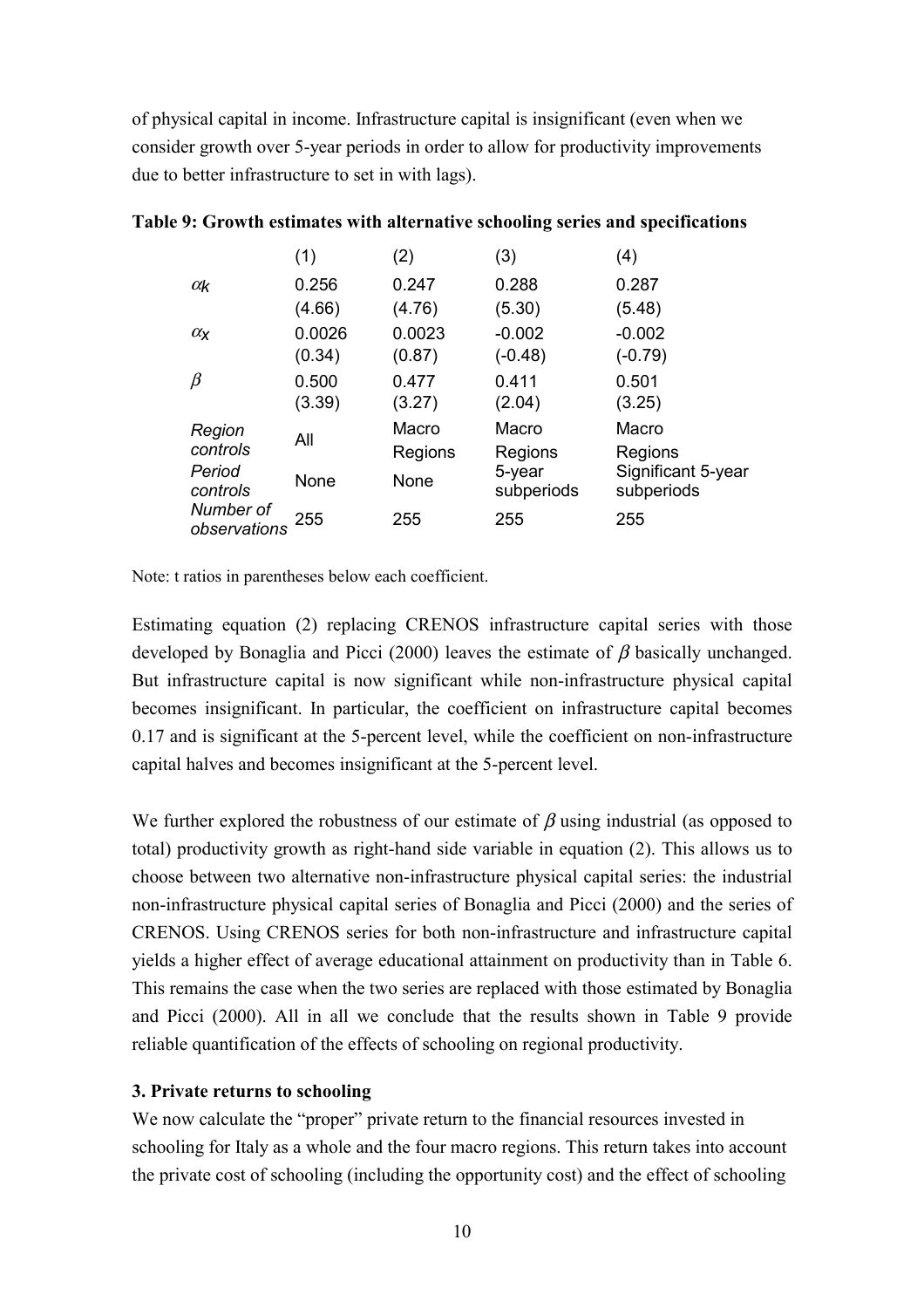of physical capital in income. Infrastructure capital is insignificant (even when we consider growth over 5-year periods in order to allow for productivity improvements due to better infrastructure to set in with lags).

**Table 9: Growth estimates with alternative schooling series and specifications**

| | (1) | (2) | (3) | (4) |
|---|---|---|---|---|
| $\alpha_K$ | 0.256 | 0.247 | 0.288 | 0.287 |
| | (4.66) | (4.76) | (5.30) | (5.48) |
| $\alpha_X$ | 0.0026 | 0.0023 | -0.002 | -0.002 |
| | (0.34) | (0.87) | (-0.48) | (-0.79) |
| $\beta$ | 0.500 | 0.477 | 0.411 | 0.501 |
| | (3.39) | (3.27) | (2.04) | (3.25) |
| *Region controls* | All | Macro Regions | Macro Regions | Macro Regions |
| *Period controls* | None | None | 5-year subperiods | Significant 5-year subperiods |
| *Number of observations* | 255 | 255 | 255 | 255 |

Note: t ratios in parentheses below each coefficient.

Estimating equation (2) replacing CRENOS infrastructure capital series with those developed by Bonaglia and Picci (2000) leaves the estimate of $\beta$ basically unchanged. But infrastructure capital is now significant while non-infrastructure physical capital becomes insignificant. In particular, the coefficient on infrastructure capital becomes 0.17 and is significant at the 5-percent level, while the coefficient on non-infrastructure capital halves and becomes insignificant at the 5-percent level.

We further explored the robustness of our estimate of $\beta$ using industrial (as opposed to total) productivity growth as right-hand side variable in equation (2). This allows us to choose between two alternative non-infrastructure physical capital series: the industrial non-infrastructure physical capital series of Bonaglia and Picci (2000) and the series of CRENOS. Using CRENOS series for both non-infrastructure and infrastructure capital yields a higher effect of average educational attainment on productivity than in Table 6. This remains the case when the two series are replaced with those estimated by Bonaglia and Picci (2000). All in all we conclude that the results shown in Table 9 provide reliable quantification of the effects of schooling on regional productivity.

### 3. Private returns to schooling

We now calculate the "proper" private return to the financial resources invested in schooling for Italy as a whole and the four macro regions. This return takes into account the private cost of schooling (including the opportunity cost) and the effect of schooling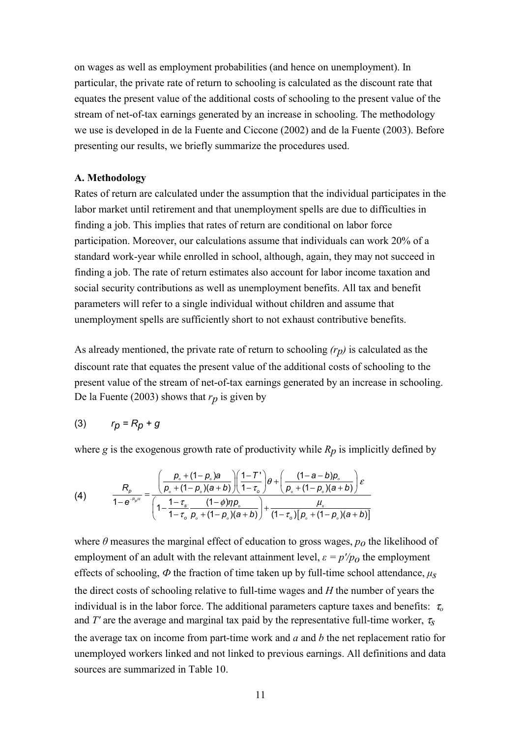on wages as well as employment probabilities (and hence on unemployment). In particular, the private rate of return to schooling is calculated as the discount rate that equates the present value of the additional costs of schooling to the present value of the stream of net-of-tax earnings generated by an increase in schooling. The methodology we use is developed in de la Fuente and Ciccone (2002) and de la Fuente (2003). Before presenting our results, we briefly summarize the procedures used.

### A. Methodology

Rates of return are calculated under the assumption that the individual participates in the labor market until retirement and that unemployment spells are due to difficulties in finding a job. This implies that rates of return are conditional on labor force participation. Moreover, our calculations assume that individuals can work 20% of a standard work-year while enrolled in school, although, again, they may not succeed in finding a job. The rate of return estimates also account for labor income taxation and social security contributions as well as unemployment benefits. All tax and benefit parameters will refer to a single individual without children and assume that unemployment spells are sufficiently short to not exhaust contributive benefits.

As already mentioned, the private rate of return to schooling *($r_p$)* is calculated as the discount rate that equates the present value of the additional costs of schooling to the present value of the stream of net-of-tax earnings generated by an increase in schooling. De la Fuente (2003) shows that $r_p$ is given by

$$r_p = R_p + g \tag{3}$$

where $g$ is the exogenous growth rate of productivity while $R_p$ is implicitly defined by

$$\frac{R_p}{1-e^{-R_pH}} = \frac{\left(\dfrac{p_o+(1-p_o)a}{p_o+(1-p_o)(a+b)}\right)\left(\dfrac{1-T'}{1-\tau_o}\right)\theta+\left(\dfrac{(1-a-b)p_o}{p_o+(1-p_o)(a+b)}\right)\varepsilon}{\left(1-\dfrac{1-\tau_s}{1-\tau_o}\dfrac{(1-\phi)\eta p_o}{p_o+(1-p_o)(a+b)}\right)+\dfrac{\mu_s}{(1-\tau_o)\left[p_o+(1-p_o)(a+b)\right]}} \tag{4}$$

where $\theta$ measures the marginal effect of education to gross wages, $p_O$ the likelihood of employment of an adult with the relevant attainment level, $\varepsilon = p'/p_O$ the employment effects of schooling, $\Phi$ the fraction of time taken up by full-time school attendance, $\mu_S$ the direct costs of schooling relative to full-time wages and $H$ the number of years the individual is in the labor force. The additional parameters capture taxes and benefits: $\tau_o$ and $T'$ are the average and marginal tax paid by the representative full-time worker, $\tau_S$ the average tax on income from part-time work and $a$ and $b$ the net replacement ratio for unemployed workers linked and not linked to previous earnings. All definitions and data sources are summarized in Table 10.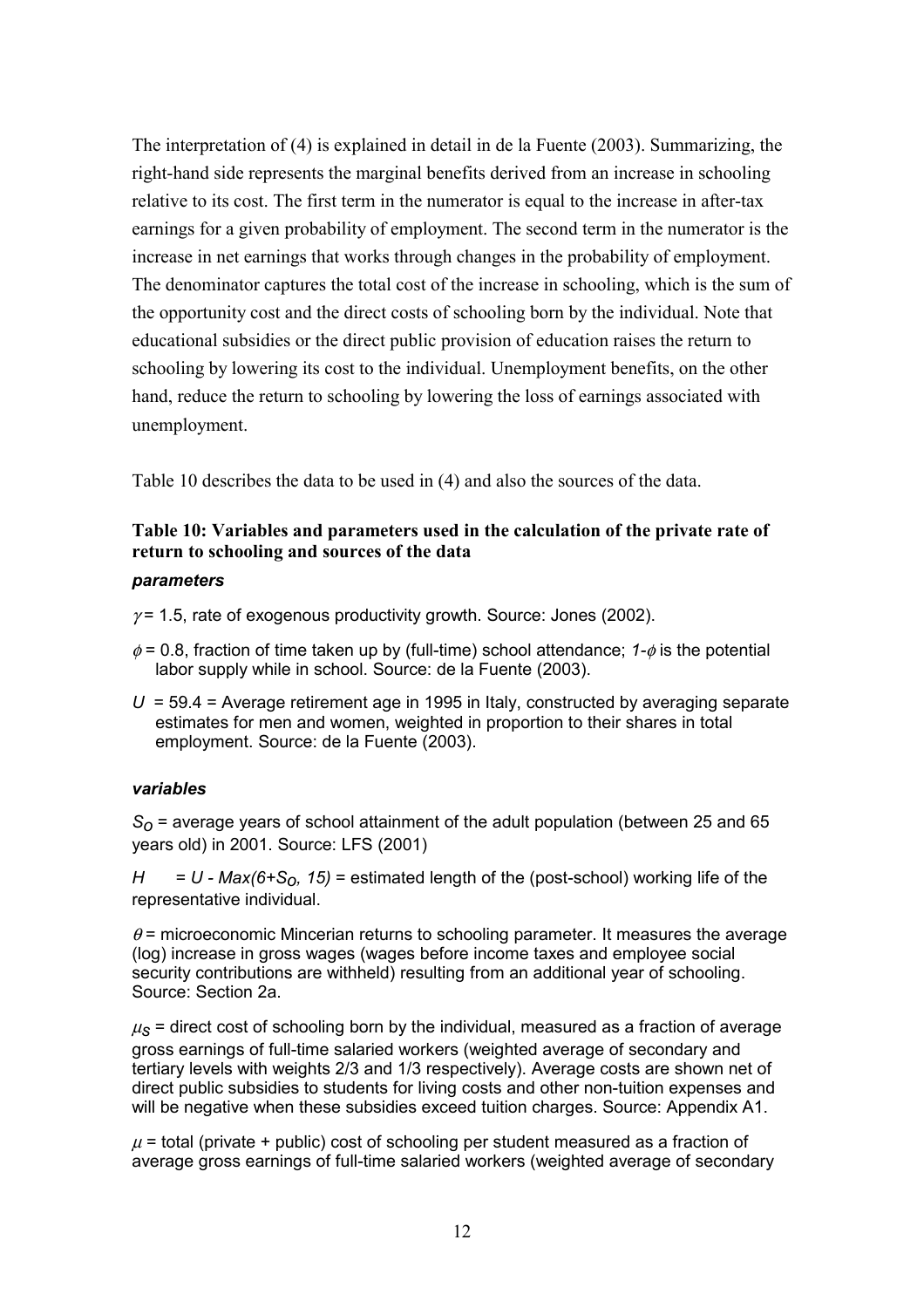The interpretation of (4) is explained in detail in de la Fuente (2003). Summarizing, the right-hand side represents the marginal benefits derived from an increase in schooling relative to its cost. The first term in the numerator is equal to the increase in after-tax earnings for a given probability of employment. The second term in the numerator is the increase in net earnings that works through changes in the probability of employment. The denominator captures the total cost of the increase in schooling, which is the sum of the opportunity cost and the direct costs of schooling born by the individual. Note that educational subsidies or the direct public provision of education raises the return to schooling by lowering its cost to the individual. Unemployment benefits, on the other hand, reduce the return to schooling by lowering the loss of earnings associated with unemployment.

Table 10 describes the data to be used in (4) and also the sources of the data.

**Table 10: Variables and parameters used in the calculation of the private rate of return to schooling and sources of the data**

***parameters***

$\gamma$ = 1.5, rate of exogenous productivity growth. Source: Jones (2002).

$\phi$ = 0.8, fraction of time taken up by (full-time) school attendance; $1-\phi$ is the potential labor supply while in school. Source: de la Fuente (2003).

$U$ = 59.4 = Average retirement age in 1995 in Italy, constructed by averaging separate estimates for men and women, weighted in proportion to their shares in total employment. Source: de la Fuente (2003).

***variables***

$S_O$ = average years of school attainment of the adult population (between 25 and 65 years old) in 2001. Source: LFS (2001)

$H$ = $U - Max(6+S_O, 15)$ = estimated length of the (post-school) working life of the representative individual.

$\theta$ = microeconomic Mincerian returns to schooling parameter. It measures the average (log) increase in gross wages (wages before income taxes and employee social security contributions are withheld) resulting from an additional year of schooling. Source: Section 2a.

$\mu_S$ = direct cost of schooling born by the individual, measured as a fraction of average gross earnings of full-time salaried workers (weighted average of secondary and tertiary levels with weights 2/3 and 1/3 respectively). Average costs are shown net of direct public subsidies to students for living costs and other non-tuition expenses and will be negative when these subsidies exceed tuition charges. Source: Appendix A1.

$\mu$ = total (private + public) cost of schooling per student measured as a fraction of average gross earnings of full-time salaried workers (weighted average of secondary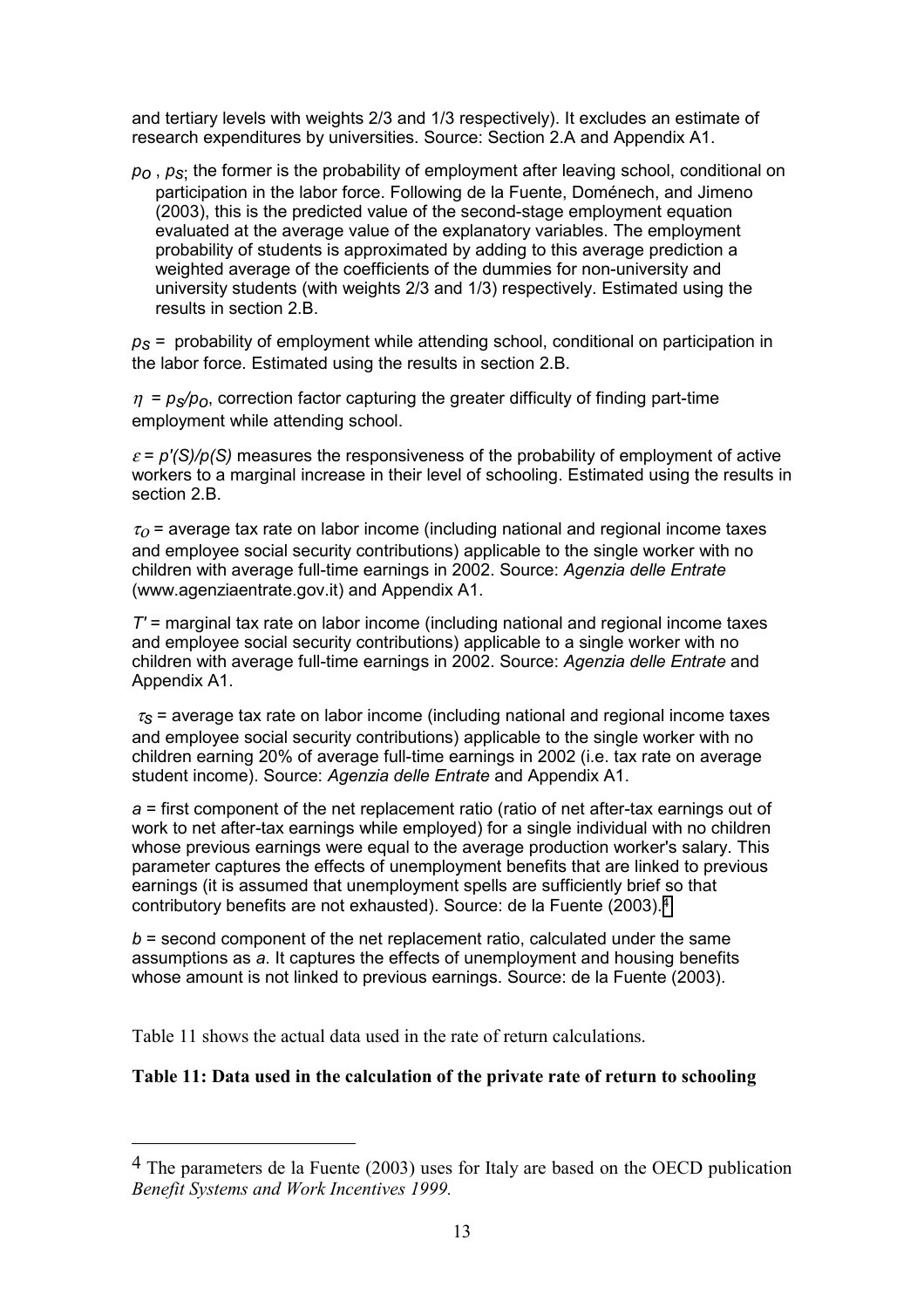and tertiary levels with weights 2/3 and 1/3 respectively). It excludes an estimate of research expenditures by universities. Source: Section 2.A and Appendix A1.

$p_O$ , $p_S$; the former is the probability of employment after leaving school, conditional on participation in the labor force. Following de la Fuente, Doménech, and Jimeno (2003), this is the predicted value of the second-stage employment equation evaluated at the average value of the explanatory variables. The employment probability of students is approximated by adding to this average prediction a weighted average of the coefficients of the dummies for non-university and university students (with weights 2/3 and 1/3) respectively. Estimated using the results in section 2.B.

$p_S$ = probability of employment while attending school, conditional on participation in the labor force. Estimated using the results in section 2.B.

$\eta = p_S/p_O$, correction factor capturing the greater difficulty of finding part-time employment while attending school.

$\varepsilon = p'(S)/p(S)$ measures the responsiveness of the probability of employment of active workers to a marginal increase in their level of schooling. Estimated using the results in section 2.B.

$\tau_O$ = average tax rate on labor income (including national and regional income taxes and employee social security contributions) applicable to the single worker with no children with average full-time earnings in 2002. Source: *Agenzia delle Entrate* (www.agenziaentrate.gov.it) and Appendix A1.

$T'$ = marginal tax rate on labor income (including national and regional income taxes and employee social security contributions) applicable to a single worker with no children with average full-time earnings in 2002. Source: *Agenzia delle Entrate* and Appendix A1.

$\tau_S$ = average tax rate on labor income (including national and regional income taxes and employee social security contributions) applicable to the single worker with no children earning 20% of average full-time earnings in 2002 (i.e. tax rate on average student income). Source: *Agenzia delle Entrate* and Appendix A1.

$a$ = first component of the net replacement ratio (ratio of net after-tax earnings out of work to net after-tax earnings while employed) for a single individual with no children whose previous earnings were equal to the average production worker's salary. This parameter captures the effects of unemployment benefits that are linked to previous earnings (it is assumed that unemployment spells are sufficiently brief so that contributory benefits are not exhausted). Source: de la Fuente (2003).[4]

$b$ = second component of the net replacement ratio, calculated under the same assumptions as $a$. It captures the effects of unemployment and housing benefits whose amount is not linked to previous earnings. Source: de la Fuente (2003).

Table 11 shows the actual data used in the rate of return calculations.

**Table 11: Data used in the calculation of the private rate of return to schooling**

[4] The parameters de la Fuente (2003) uses for Italy are based on the OECD publication *Benefit Systems and Work Incentives 1999.*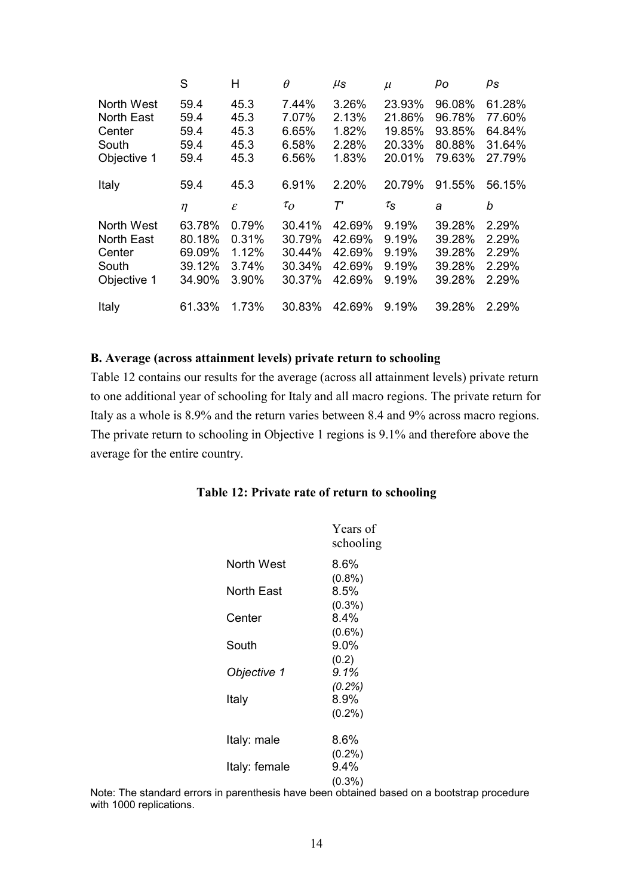| | S | H | $\theta$ | $\mu_S$ | $\mu$ | $p_O$ | $p_S$ |
|---|---|---|---|---|---|---|---|
| North West | 59.4 | 45.3 | 7.44% | 3.26% | 23.93% | 96.08% | 61.28% |
| North East | 59.4 | 45.3 | 7.07% | 2.13% | 21.86% | 96.78% | 77.60% |
| Center | 59.4 | 45.3 | 6.65% | 1.82% | 19.85% | 93.85% | 64.84% |
| South | 59.4 | 45.3 | 6.58% | 2.28% | 20.33% | 80.88% | 31.64% |
| Objective 1 | 59.4 | 45.3 | 6.56% | 1.83% | 20.01% | 79.63% | 27.79% |
| Italy | 59.4 | 45.3 | 6.91% | 2.20% | 20.79% | 91.55% | 56.15% |
| | $\eta$ | $\varepsilon$ | $\tau_O$ | $T'$ | $\tau_S$ | $a$ | $b$ |
| North West | 63.78% | 0.79% | 30.41% | 42.69% | 9.19% | 39.28% | 2.29% |
| North East | 80.18% | 0.31% | 30.79% | 42.69% | 9.19% | 39.28% | 2.29% |
| Center | 69.09% | 1.12% | 30.44% | 42.69% | 9.19% | 39.28% | 2.29% |
| South | 39.12% | 3.74% | 30.34% | 42.69% | 9.19% | 39.28% | 2.29% |
| Objective 1 | 34.90% | 3.90% | 30.37% | 42.69% | 9.19% | 39.28% | 2.29% |
| Italy | 61.33% | 1.73% | 30.83% | 42.69% | 9.19% | 39.28% | 2.29% |

### B. Average (across attainment levels) private return to schooling

Table 12 contains our results for the average (across all attainment levels) private return to one additional year of schooling for Italy and all macro regions. The private return for Italy as a whole is 8.9% and the return varies between 8.4 and 9% across macro regions. The private return to schooling in Objective 1 regions is 9.1% and therefore above the average for the entire country.

**Table 12: Private rate of return to schooling**

| | Years of schooling |
|---|---|
| North West | 8.6% (0.8%) |
| North East | 8.5% (0.3%) |
| Center | 8.4% (0.6%) |
| South | 9.0% (0.2) |
| *Objective 1* | *9.1% (0.2%)* |
| Italy | 8.9% (0.2%) |
| Italy: male | 8.6% (0.2%) |
| Italy: female | 9.4% (0.3%) |

Note: The standard errors in parenthesis have been obtained based on a bootstrap procedure with 1000 replications.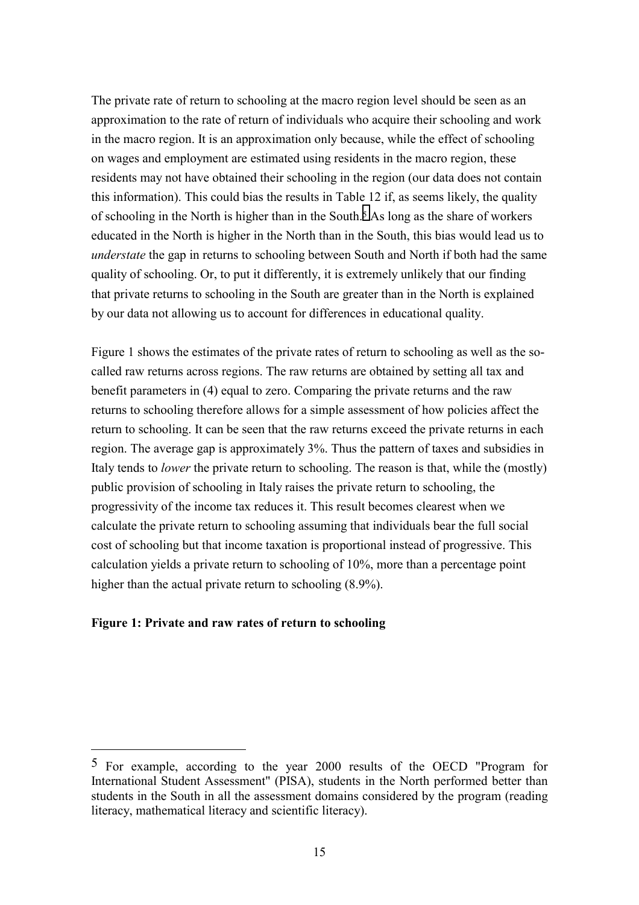The private rate of return to schooling at the macro region level should be seen as an approximation to the rate of return of individuals who acquire their schooling and work in the macro region. It is an approximation only because, while the effect of schooling on wages and employment are estimated using residents in the macro region, these residents may not have obtained their schooling in the region (our data does not contain this information). This could bias the results in Table 12 if, as seems likely, the quality of schooling in the North is higher than in the South.[5] As long as the share of workers educated in the North is higher in the North than in the South, this bias would lead us to *understate* the gap in returns to schooling between South and North if both had the same quality of schooling. Or, to put it differently, it is extremely unlikely that our finding that private returns to schooling in the South are greater than in the North is explained by our data not allowing us to account for differences in educational quality.

Figure 1 shows the estimates of the private rates of return to schooling as well as the so-called raw returns across regions. The raw returns are obtained by setting all tax and benefit parameters in (4) equal to zero. Comparing the private returns and the raw returns to schooling therefore allows for a simple assessment of how policies affect the return to schooling. It can be seen that the raw returns exceed the private returns in each region. The average gap is approximately 3%. Thus the pattern of taxes and subsidies in Italy tends to *lower* the private return to schooling. The reason is that, while the (mostly) public provision of schooling in Italy raises the private return to schooling, the progressivity of the income tax reduces it. This result becomes clearest when we calculate the private return to schooling assuming that individuals bear the full social cost of schooling but that income taxation is proportional instead of progressive. This calculation yields a private return to schooling of 10%, more than a percentage point higher than the actual private return to schooling (8.9%).

**Figure 1: Private and raw rates of return to schooling**

[5] For example, according to the year 2000 results of the OECD "Program for International Student Assessment" (PISA), students in the North performed better than students in the South in all the assessment domains considered by the program (reading literacy, mathematical literacy and scientific literacy).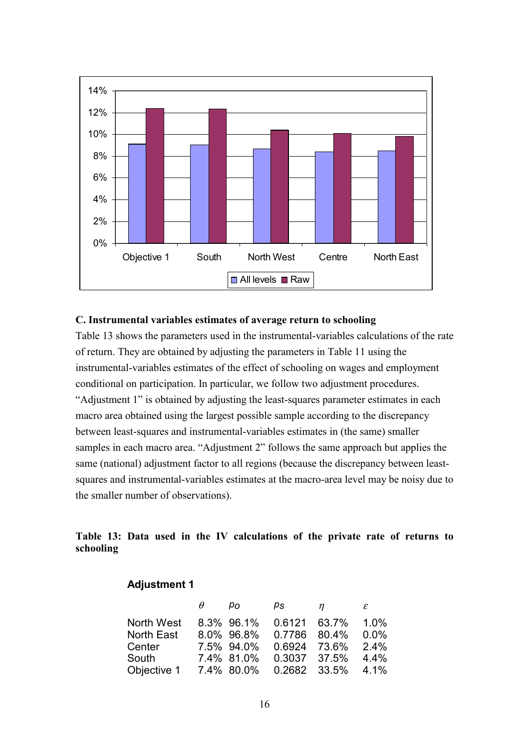### C. Instrumental variables estimates of average return to schooling

Table 13 shows the parameters used in the instrumental-variables calculations of the rate of return. They are obtained by adjusting the parameters in Table 11 using the instrumental-variables estimates of the effect of schooling on wages and employment conditional on participation. In particular, we follow two adjustment procedures. "Adjustment 1" is obtained by adjusting the least-squares parameter estimates in each macro area obtained using the largest possible sample according to the discrepancy between least-squares and instrumental-variables estimates in (the same) smaller samples in each macro area. "Adjustment 2" follows the same approach but applies the same (national) adjustment factor to all regions (because the discrepancy between least-squares and instrumental-variables estimates at the macro-area level may be noisy due to the smaller number of observations).

**Table 13: Data used in the IV calculations of the private rate of returns to schooling**

**Adjustment 1**

| | $\theta$ | $p_O$ | $p_S$ | $\eta$ | $\varepsilon$ |
|---|---|---|---|---|---|
| North West | 8.3% | 96.1% | 0.6121 | 63.7% | 1.0% |
| North East | 8.0% | 96.8% | 0.7786 | 80.4% | 0.0% |
| Center | 7.5% | 94.0% | 0.6924 | 73.6% | 2.4% |
| South | 7.4% | 81.0% | 0.3037 | 37.5% | 4.4% |
| Objective 1 | 7.4% | 80.0% | 0.2682 | 33.5% | 4.1% |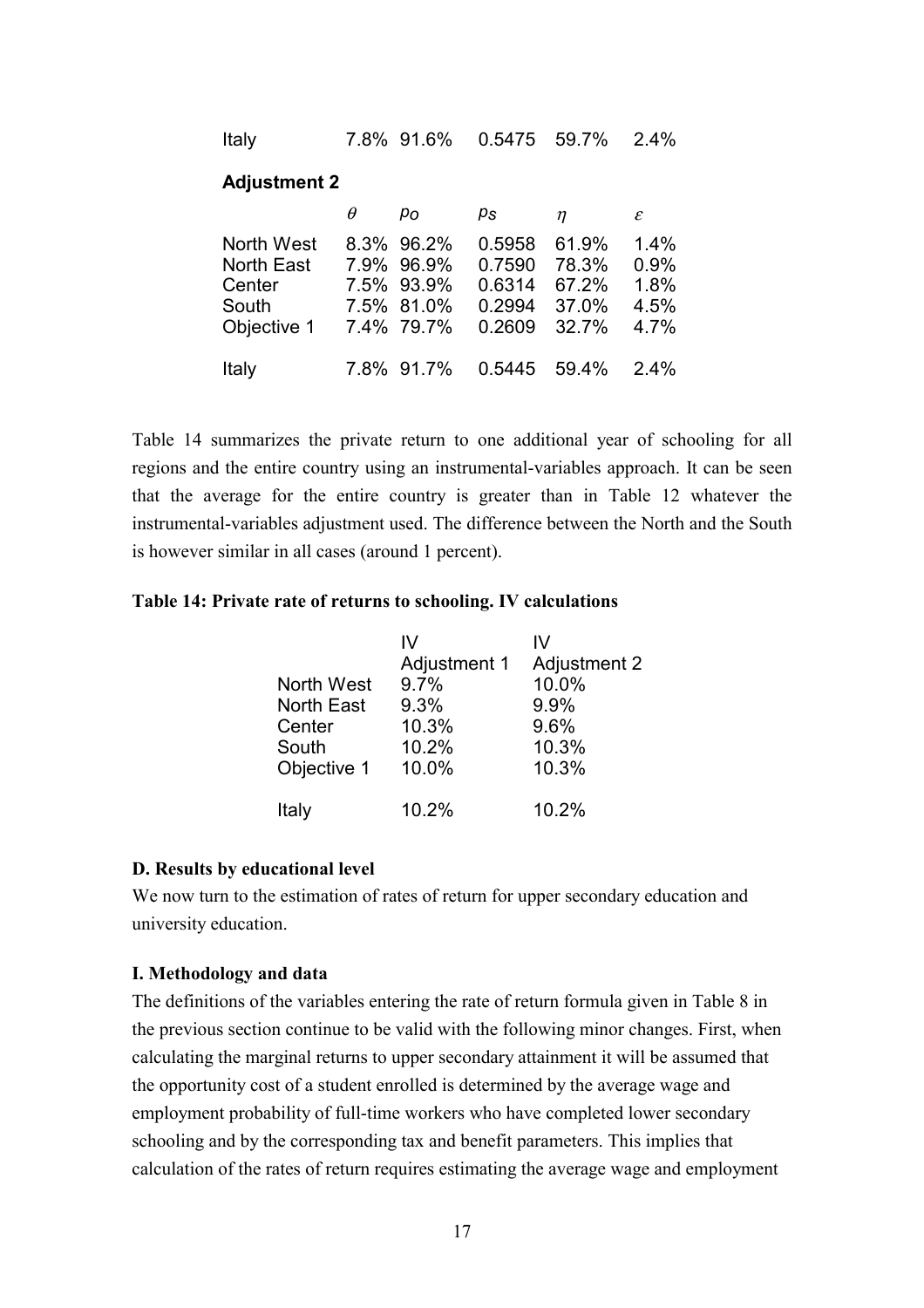| | | | | | |
|---|---|---|---|---|---|
| Italy | 7.8% | 91.6% | 0.5475 | 59.7% | 2.4% |

**Adjustment 2**

| | $\theta$ | $p_O$ | $p_S$ | $\eta$ | $\varepsilon$ |
|---|---|---|---|---|---|
| North West | 8.3% | 96.2% | 0.5958 | 61.9% | 1.4% |
| North East | 7.9% | 96.9% | 0.7590 | 78.3% | 0.9% |
| Center | 7.5% | 93.9% | 0.6314 | 67.2% | 1.8% |
| South | 7.5% | 81.0% | 0.2994 | 37.0% | 4.5% |
| Objective 1 | 7.4% | 79.7% | 0.2609 | 32.7% | 4.7% |
| Italy | 7.8% | 91.7% | 0.5445 | 59.4% | 2.4% |

Table 14 summarizes the private return to one additional year of schooling for all regions and the entire country using an instrumental-variables approach. It can be seen that the average for the entire country is greater than in Table 12 whatever the instrumental-variables adjustment used. The difference between the North and the South is however similar in all cases (around 1 percent).

**Table 14: Private rate of returns to schooling. IV calculations**

| | IV Adjustment 1 | IV Adjustment 2 |
|---|---|---|
| North West | 9.7% | 10.0% |
| North East | 9.3% | 9.9% |
| Center | 10.3% | 9.6% |
| South | 10.2% | 10.3% |
| Objective 1 | 10.0% | 10.3% |
| Italy | 10.2% | 10.2% |

### D. Results by educational level

We now turn to the estimation of rates of return for upper secondary education and university education.

### I. Methodology and data

The definitions of the variables entering the rate of return formula given in Table 8 in the previous section continue to be valid with the following minor changes. First, when calculating the marginal returns to upper secondary attainment it will be assumed that the opportunity cost of a student enrolled is determined by the average wage and employment probability of full-time workers who have completed lower secondary schooling and by the corresponding tax and benefit parameters. This implies that calculation of the rates of return requires estimating the average wage and employment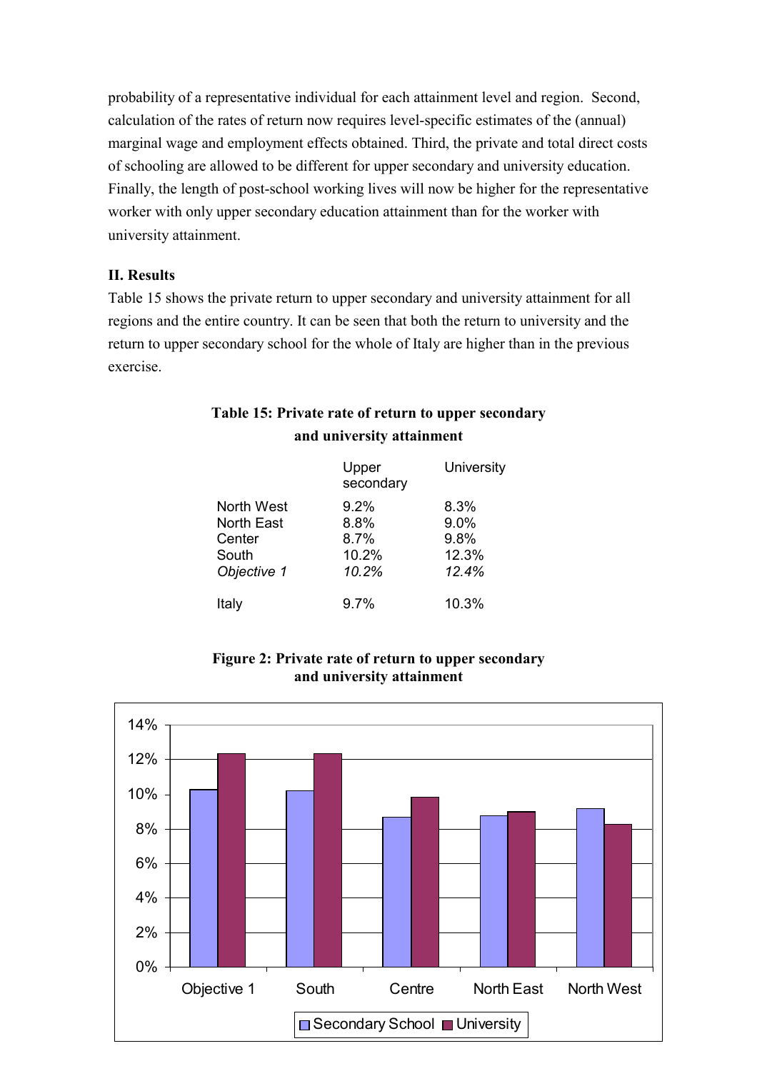probability of a representative individual for each attainment level and region. Second, calculation of the rates of return now requires level-specific estimates of the (annual) marginal wage and employment effects obtained. Third, the private and total direct costs of schooling are allowed to be different for upper secondary and university education. Finally, the length of post-school working lives will now be higher for the representative worker with only upper secondary education attainment than for the worker with university attainment.

**II. Results**

Table 15 shows the private return to upper secondary and university attainment for all regions and the entire country. It can be seen that both the return to university and the return to upper secondary school for the whole of Italy are higher than in the previous exercise.

**Table 15: Private rate of return to upper secondary and university attainment**

| | Upper secondary | University |
|---|---|---|
| North West | 9.2% | 8.3% |
| North East | 8.8% | 9.0% |
| Center | 8.7% | 9.8% |
| South | 10.2% | 12.3% |
| *Objective 1* | *10.2%* | *12.4%* |
| Italy | 9.7% | 10.3% |

**Figure 2: Private rate of return to upper secondary and university attainment**

| | Secondary School | University |
|---|---|---|
| Objective 1 | 10.2% | 12.4% |
| South | 10.2% | 12.3% |
| Centre | 8.7% | 9.8% |
| North East | 8.8% | 9.0% |
| North West | 9.2% | 8.3% |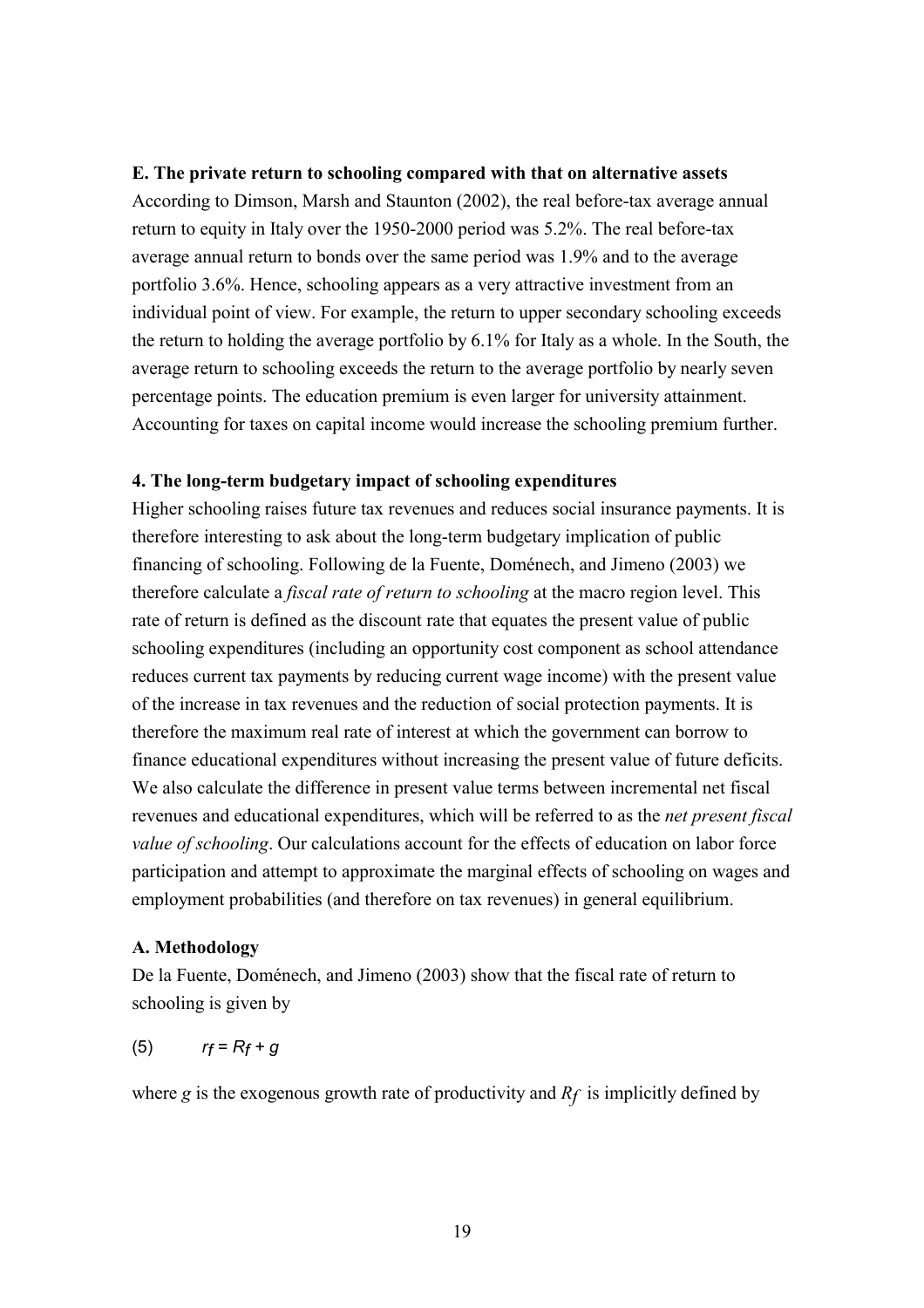**E. The private return to schooling compared with that on alternative assets**

According to Dimson, Marsh and Staunton (2002), the real before-tax average annual return to equity in Italy over the 1950-2000 period was 5.2%. The real before-tax average annual return to bonds over the same period was 1.9% and to the average portfolio 3.6%. Hence, schooling appears as a very attractive investment from an individual point of view. For example, the return to upper secondary schooling exceeds the return to holding the average portfolio by 6.1% for Italy as a whole. In the South, the average return to schooling exceeds the return to the average portfolio by nearly seven percentage points. The education premium is even larger for university attainment. Accounting for taxes on capital income would increase the schooling premium further.

## 4. The long-term budgetary impact of schooling expenditures

Higher schooling raises future tax revenues and reduces social insurance payments. It is therefore interesting to ask about the long-term budgetary implication of public financing of schooling. Following de la Fuente, Doménech, and Jimeno (2003) we therefore calculate a *fiscal rate of return to schooling* at the macro region level. This rate of return is defined as the discount rate that equates the present value of public schooling expenditures (including an opportunity cost component as school attendance reduces current tax payments by reducing current wage income) with the present value of the increase in tax revenues and the reduction of social protection payments. It is therefore the maximum real rate of interest at which the government can borrow to finance educational expenditures without increasing the present value of future deficits. We also calculate the difference in present value terms between incremental net fiscal revenues and educational expenditures, which will be referred to as the *net present fiscal value of schooling*. Our calculations account for the effects of education on labor force participation and attempt to approximate the marginal effects of schooling on wages and employment probabilities (and therefore on tax revenues) in general equilibrium.

### A. Methodology

De la Fuente, Doménech, and Jimeno (2003) show that the fiscal rate of return to schooling is given by

$$(5) \qquad r_f = R_f + g$$

where $g$ is the exogenous growth rate of productivity and $R_f$ is implicitly defined by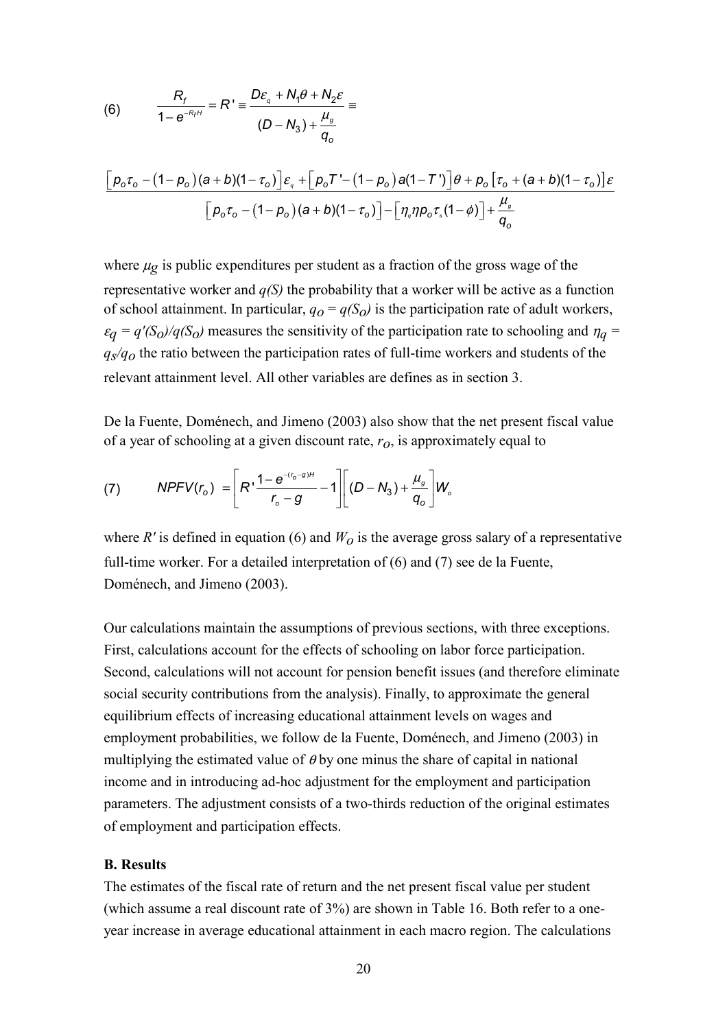$$(6) \qquad \frac{R_f}{1-e^{-R_f H}} = R' \equiv \frac{D\varepsilon_q + N_1\theta + N_2\varepsilon}{(D - N_3) + \dfrac{\mu_g}{q_o}} \equiv$$

$$\frac{\left[p_o\tau_o - (1-p_o)(a+b)(1-\tau_o)\right]\varepsilon_q + \left[p_o T' - (1-p_o)a(1-T')\right]\theta + p_o\left[\tau_o + (a+b)(1-\tau_o)\right]\varepsilon}{\left[p_o\tau_o - (1-p_o)(a+b)(1-\tau_o)\right] - \left[\eta_q \eta p_o \tau_s (1-\phi)\right] + \dfrac{\mu_g}{q_o}}$$

where $\mu_g$ is public expenditures per student as a fraction of the gross wage of the representative worker and $q(S)$ the probability that a worker will be active as a function of school attainment. In particular, $q_O = q(S_O)$ is the participation rate of adult workers, $\varepsilon_q = q'(S_O)/q(S_O)$ measures the sensitivity of the participation rate to schooling and $\eta_q = q_S/q_O$ the ratio between the participation rates of full-time workers and students of the relevant attainment level. All other variables are defines as in section 3.

De la Fuente, Doménech, and Jimeno (2003) also show that the net present fiscal value of a year of schooling at a given discount rate, $r_O$, is approximately equal to

$$(7) \qquad NPFV(r_o) = \left[R'\frac{1-e^{-(r_o-g)H}}{r_o-g} - 1\right]\left[(D-N_3) + \frac{\mu_g}{q_o}\right]W_o$$

where $R'$ is defined in equation (6) and $W_O$ is the average gross salary of a representative full-time worker. For a detailed interpretation of (6) and (7) see de la Fuente, Doménech, and Jimeno (2003).

Our calculations maintain the assumptions of previous sections, with three exceptions. First, calculations account for the effects of schooling on labor force participation. Second, calculations will not account for pension benefit issues (and therefore eliminate social security contributions from the analysis). Finally, to approximate the general equilibrium effects of increasing educational attainment levels on wages and employment probabilities, we follow de la Fuente, Doménech, and Jimeno (2003) in multiplying the estimated value of $\theta$ by one minus the share of capital in national income and in introducing ad-hoc adjustment for the employment and participation parameters. The adjustment consists of a two-thirds reduction of the original estimates of employment and participation effects.

### B. Results

The estimates of the fiscal rate of return and the net present fiscal value per student (which assume a real discount rate of 3%) are shown in Table 16. Both refer to a one-year increase in average educational attainment in each macro region. The calculations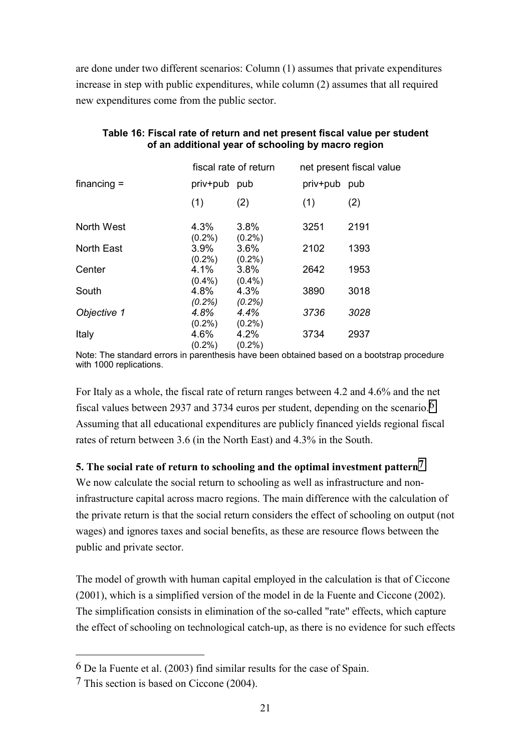are done under two different scenarios: Column (1) assumes that private expenditures increase in step with public expenditures, while column (2) assumes that all required new expenditures come from the public sector.

**Table 16: Fiscal rate of return and net present fiscal value per student of an additional year of schooling by macro region**

| | fiscal rate of return | | net present fiscal value | |
|---|---|---|---|---|
| financing = | priv+pub | pub | priv+pub | pub |
| | (1) | (2) | (1) | (2) |
| North West | 4.3% (0.2%) | 3.8% (0.2%) | 3251 | 2191 |
| North East | 3.9% (0.2%) | 3.6% (0.2%) | 2102 | 1393 |
| Center | 4.1% (0.4%) | 3.8% (0.4%) | 2642 | 1953 |
| South | 4.8% *(0.2%)* | 4.3% *(0.2%)* | 3890 | 3018 |
| *Objective 1* | *4.8%* (0.2%) | *4.4%* (0.2%) | *3736* | *3028* |
| Italy | 4.6% (0.2%) | 4.2% (0.2%) | 3734 | 2937 |

Note: The standard errors in parenthesis have been obtained based on a bootstrap procedure with 1000 replications.

For Italy as a whole, the fiscal rate of return ranges between 4.2 and 4.6% and the net fiscal values between 2937 and 3734 euros per student, depending on the scenario.[6] Assuming that all educational expenditures are publicly financed yields regional fiscal rates of return between 3.6 (in the North East) and 4.3% in the South.

### 5. The social rate of return to schooling and the optimal investment pattern[7]

We now calculate the social return to schooling as well as infrastructure and non-infrastructure capital across macro regions. The main difference with the calculation of the private return is that the social return considers the effect of schooling on output (not wages) and ignores taxes and social benefits, as these are resource flows between the public and private sector.

The model of growth with human capital employed in the calculation is that of Ciccone (2001), which is a simplified version of the model in de la Fuente and Ciccone (2002). The simplification consists in elimination of the so-called "rate" effects, which capture the effect of schooling on technological catch-up, as there is no evidence for such effects

[6] De la Fuente et al. (2003) find similar results for the case of Spain.

[7] This section is based on Ciccone (2004).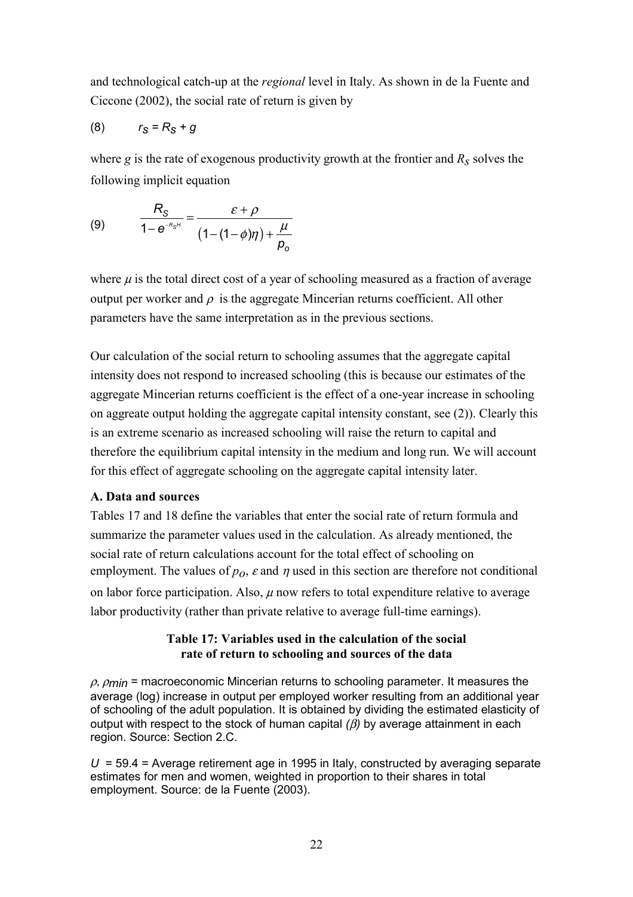and technological catch-up at the *regional* level in Italy. As shown in de la Fuente and Ciccone (2002), the social rate of return is given by

$$r_S = R_S + g \tag{8}$$

where $g$ is the rate of exogenous productivity growth at the frontier and $R_S$ solves the following implicit equation

$$\frac{R_S}{1 - e^{-R_S H}} = \frac{\varepsilon + \rho}{\left(1 - (1-\phi)\eta\right) + \dfrac{\mu}{p_o}} \tag{9}$$

where $\mu$ is the total direct cost of a year of schooling measured as a fraction of average output per worker and $\rho$ is the aggregate Mincerian returns coefficient. All other parameters have the same interpretation as in the previous sections.

Our calculation of the social return to schooling assumes that the aggregate capital intensity does not respond to increased schooling (this is because our estimates of the aggregate Mincerian returns coefficient is the effect of a one-year increase in schooling on aggreate output holding the aggregate capital intensity constant, see (2)). Clearly this is an extreme scenario as increased schooling will raise the return to capital and therefore the equilibrium capital intensity in the medium and long run. We will account for this effect of aggregate schooling on the aggregate capital intensity later.

**A. Data and sources**

Tables 17 and 18 define the variables that enter the social rate of return formula and summarize the parameter values used in the calculation. As already mentioned, the social rate of return calculations account for the total effect of schooling on employment. The values of $p_O$, $\varepsilon$ and $\eta$ used in this section are therefore not conditional on labor force participation. Also, $\mu$ now refers to total expenditure relative to average labor productivity (rather than private relative to average full-time earnings).

**Table 17: Variables used in the calculation of the social rate of return to schooling and sources of the data**

$\rho$, $\rho_{min}$ = macroeconomic Mincerian returns to schooling parameter. It measures the average (log) increase in output per employed worker resulting from an additional year of schooling of the adult population. It is obtained by dividing the estimated elasticity of output with respect to the stock of human capital *($\beta$)* by average attainment in each region. Source: Section 2.C.

$U$ = 59.4 = Average retirement age in 1995 in Italy, constructed by averaging separate estimates for men and women, weighted in proportion to their shares in total employment. Source: de la Fuente (2003).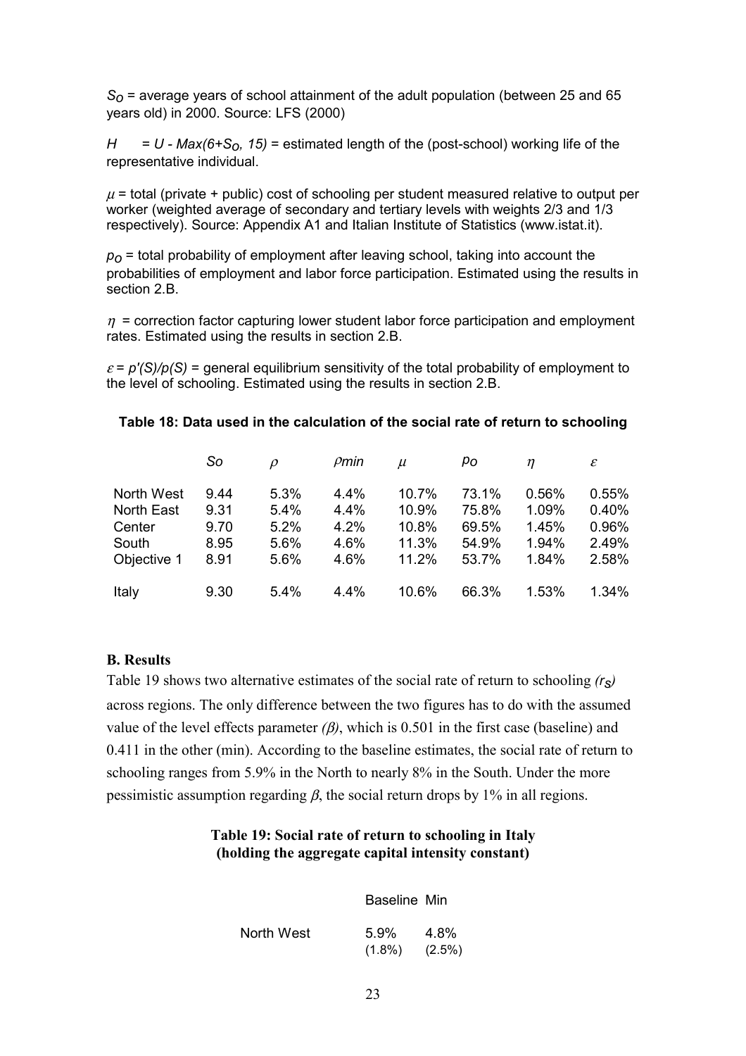$S_O$ = average years of school attainment of the adult population (between 25 and 65 years old) in 2000. Source: LFS (2000)

$H$ = $U$ - $Max(6+S_O, 15)$ = estimated length of the (post-school) working life of the representative individual.

$\mu$ = total (private + public) cost of schooling per student measured relative to output per worker (weighted average of secondary and tertiary levels with weights 2/3 and 1/3 respectively). Source: Appendix A1 and Italian Institute of Statistics (www.istat.it).

$p_O$ = total probability of employment after leaving school, taking into account the probabilities of employment and labor force participation. Estimated using the results in section 2.B.

$\eta$ = correction factor capturing lower student labor force participation and employment rates. Estimated using the results in section 2.B.

$\varepsilon = p'(S)/p(S)$ = general equilibrium sensitivity of the total probability of employment to the level of schooling. Estimated using the results in section 2.B.

**Table 18: Data used in the calculation of the social rate of return to schooling**

| | $So$ | $\rho$ | $\rho min$ | $\mu$ | $po$ | $\eta$ | $\varepsilon$ |
|---|---|---|---|---|---|---|---|
| North West | 9.44 | 5.3% | 4.4% | 10.7% | 73.1% | 0.56% | 0.55% |
| North East | 9.31 | 5.4% | 4.4% | 10.9% | 75.8% | 1.09% | 0.40% |
| Center | 9.70 | 5.2% | 4.2% | 10.8% | 69.5% | 1.45% | 0.96% |
| South | 8.95 | 5.6% | 4.6% | 11.3% | 54.9% | 1.94% | 2.49% |
| Objective 1 | 8.91 | 5.6% | 4.6% | 11.2% | 53.7% | 1.84% | 2.58% |
| Italy | 9.30 | 5.4% | 4.4% | 10.6% | 66.3% | 1.53% | 1.34% |

**B. Results**

Table 19 shows two alternative estimates of the social rate of return to schooling *($r_S$)* across regions. The only difference between the two figures has to do with the assumed value of the level effects parameter *($\beta$)*, which is 0.501 in the first case (baseline) and 0.411 in the other (min). According to the baseline estimates, the social rate of return to schooling ranges from 5.9% in the North to nearly 8% in the South. Under the more pessimistic assumption regarding $\beta$, the social return drops by 1% in all regions.

**Table 19: Social rate of return to schooling in Italy (holding the aggregate capital intensity constant)**

| | Baseline | Min |
|---|---|---|
| North West | 5.9% | 4.8% |
| | (1.8%) | (2.5%) |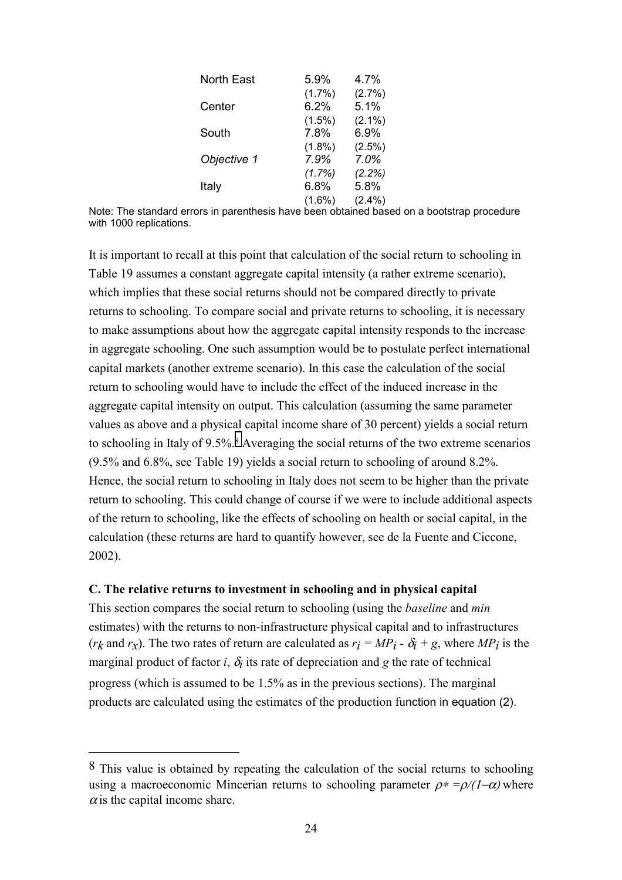| | | |
|---|---|---|
| North East | 5.9% | 4.7% |
| | (1.7%) | (2.7%) |
| Center | 6.2% | 5.1% |
| | (1.5%) | (2.1%) |
| South | 7.8% | 6.9% |
| | (1.8%) | (2.5%) |
| *Objective 1* | *7.9%* | *7.0%* |
| | *(1.7%)* | *(2.2%)* |
| Italy | 6.8% | 5.8% |
| | (1.6%) | (2.4%) |

Note: The standard errors in parenthesis have been obtained based on a bootstrap procedure with 1000 replications.

It is important to recall at this point that calculation of the social return to schooling in Table 19 assumes a constant aggregate capital intensity (a rather extreme scenario), which implies that these social returns should not be compared directly to private returns to schooling. To compare social and private returns to schooling, it is necessary to make assumptions about how the aggregate capital intensity responds to the increase in aggregate schooling. One such assumption would be to postulate perfect international capital markets (another extreme scenario). In this case the calculation of the social return to schooling would have to include the effect of the induced increase in the aggregate capital intensity on output. This calculation (assuming the same parameter values as above and a physical capital income share of 30 percent) yields a social return to schooling in Italy of 9.5%.[8] Averaging the social returns of the two extreme scenarios (9.5% and 6.8%, see Table 19) yields a social return to schooling of around 8.2%. Hence, the social return to schooling in Italy does not seem to be higher than the private return to schooling. This could change of course if we were to include additional aspects of the return to schooling, like the effects of schooling on health or social capital, in the calculation (these returns are hard to quantify however, see de la Fuente and Ciccone, 2002).

### C. The relative returns to investment in schooling and in physical capital

This section compares the social return to schooling (using the *baseline* and *min* estimates) with the returns to non-infrastructure physical capital and to infrastructures ($r_k$ and $r_x$). The two rates of return are calculated as $r_i = MP_i - \delta_i + g$, where $MP_i$ is the marginal product of factor $i$, $\delta_i$ its rate of depreciation and $g$ the rate of technical progress (which is assumed to be 1.5% as in the previous sections). The marginal products are calculated using the estimates of the production function in equation (2).

---

[8] This value is obtained by repeating the calculation of the social returns to schooling using a macroeconomic Mincerian returns to schooling parameter $\rho^* = \rho/(1-\alpha)$ where $\alpha$ is the capital income share.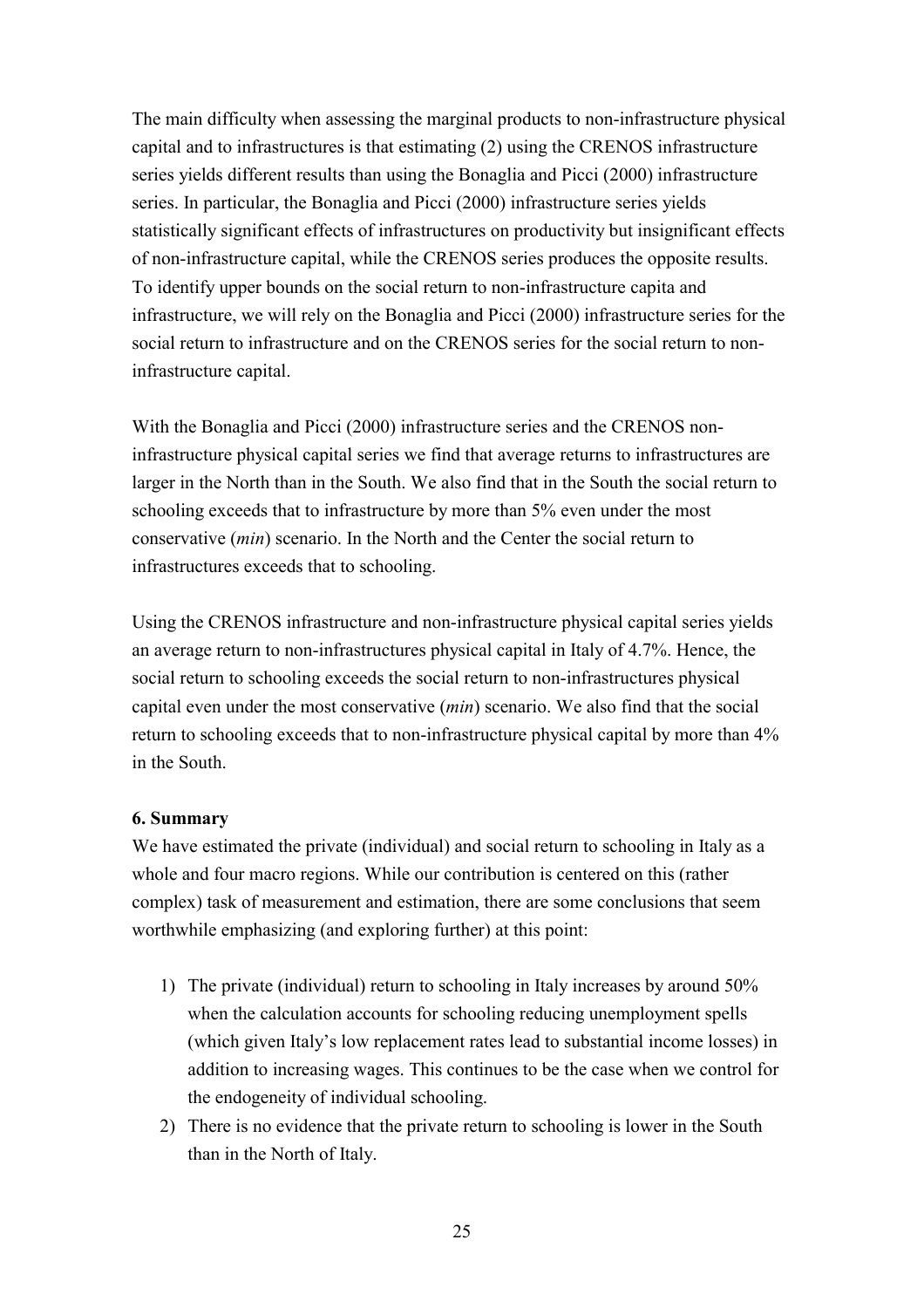The main difficulty when assessing the marginal products to non-infrastructure physical capital and to infrastructures is that estimating (2) using the CRENOS infrastructure series yields different results than using the Bonaglia and Picci (2000) infrastructure series. In particular, the Bonaglia and Picci (2000) infrastructure series yields statistically significant effects of infrastructures on productivity but insignificant effects of non-infrastructure capital, while the CRENOS series produces the opposite results. To identify upper bounds on the social return to non-infrastructure capita and infrastructure, we will rely on the Bonaglia and Picci (2000) infrastructure series for the social return to infrastructure and on the CRENOS series for the social return to non-infrastructure capital.

With the Bonaglia and Picci (2000) infrastructure series and the CRENOS non-infrastructure physical capital series we find that average returns to infrastructures are larger in the North than in the South. We also find that in the South the social return to schooling exceeds that to infrastructure by more than 5% even under the most conservative (*min*) scenario. In the North and the Center the social return to infrastructures exceeds that to schooling.

Using the CRENOS infrastructure and non-infrastructure physical capital series yields an average return to non-infrastructures physical capital in Italy of 4.7%. Hence, the social return to schooling exceeds the social return to non-infrastructures physical capital even under the most conservative (*min*) scenario. We also find that the social return to schooling exceeds that to non-infrastructure physical capital by more than 4% in the South.

**6. Summary**

We have estimated the private (individual) and social return to schooling in Italy as a whole and four macro regions. While our contribution is centered on this (rather complex) task of measurement and estimation, there are some conclusions that seem worthwhile emphasizing (and exploring further) at this point:

1) The private (individual) return to schooling in Italy increases by around 50% when the calculation accounts for schooling reducing unemployment spells (which given Italy's low replacement rates lead to substantial income losses) in addition to increasing wages. This continues to be the case when we control for the endogeneity of individual schooling.
2) There is no evidence that the private return to schooling is lower in the South than in the North of Italy.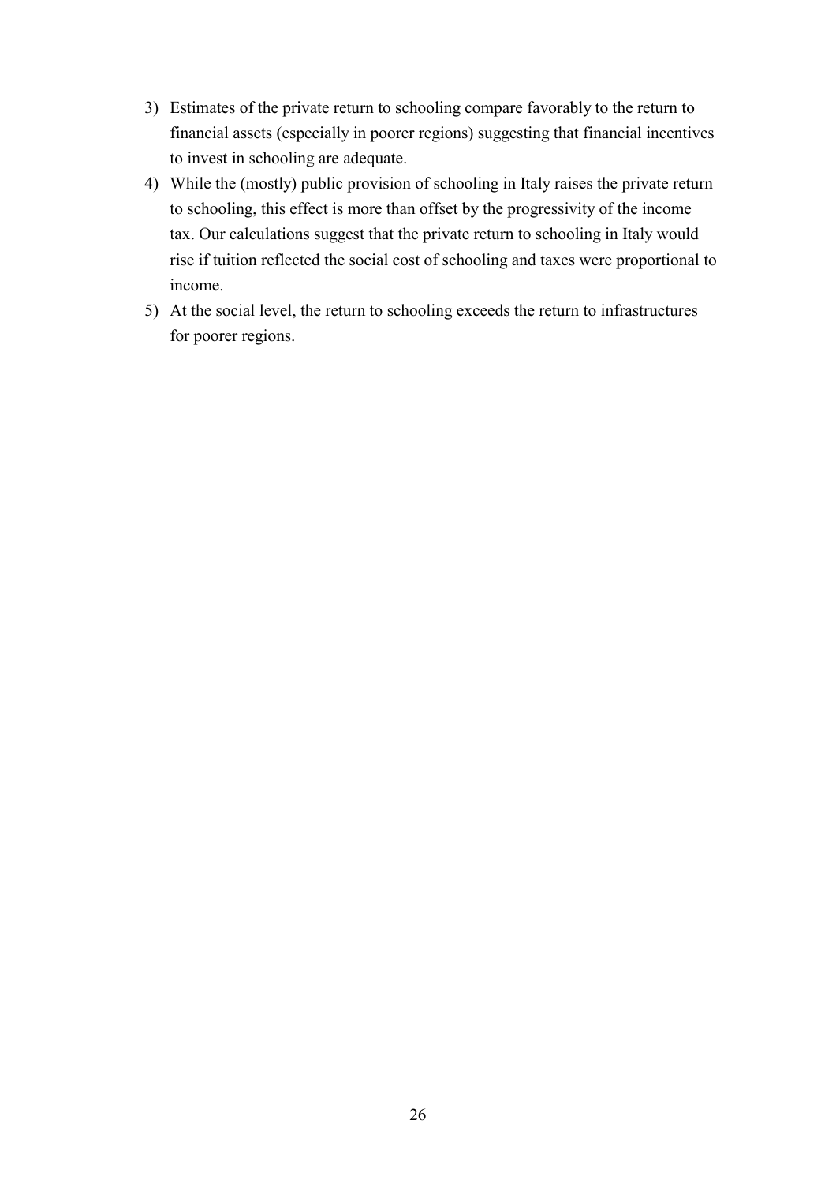3) Estimates of the private return to schooling compare favorably to the return to financial assets (especially in poorer regions) suggesting that financial incentives to invest in schooling are adequate.
4) While the (mostly) public provision of schooling in Italy raises the private return to schooling, this effect is more than offset by the progressivity of the income tax. Our calculations suggest that the private return to schooling in Italy would rise if tuition reflected the social cost of schooling and taxes were proportional to income.
5) At the social level, the return to schooling exceeds the return to infrastructures for poorer regions.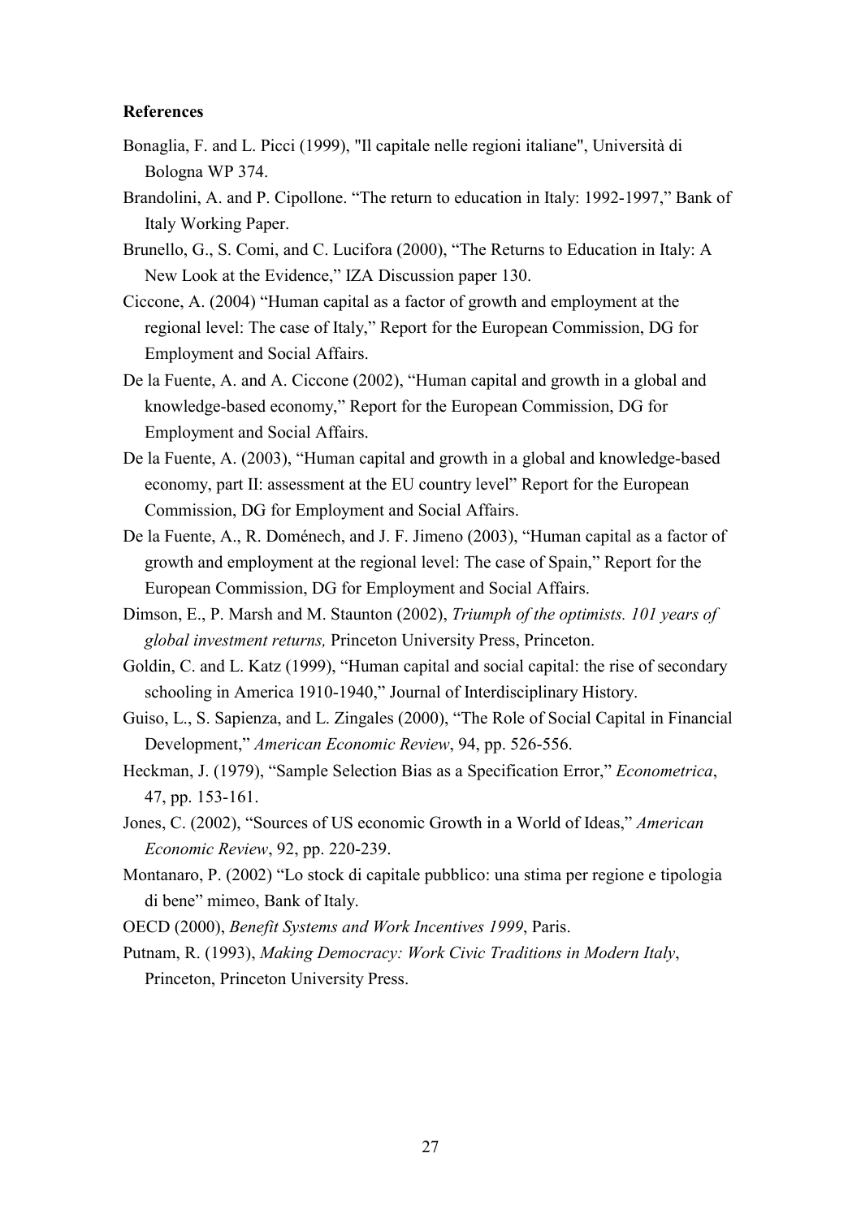**References**

Bonaglia, F. and L. Picci (1999), "Il capitale nelle regioni italiane", Università di Bologna WP 374.

Brandolini, A. and P. Cipollone. “The return to education in Italy: 1992-1997,” Bank of Italy Working Paper.

Brunello, G., S. Comi, and C. Lucifora (2000), “The Returns to Education in Italy: A New Look at the Evidence,” IZA Discussion paper 130.

Ciccone, A. (2004) “Human capital as a factor of growth and employment at the regional level: The case of Italy,” Report for the European Commission, DG for Employment and Social Affairs.

De la Fuente, A. and A. Ciccone (2002), “Human capital and growth in a global and knowledge-based economy,” Report for the European Commission, DG for Employment and Social Affairs.

De la Fuente, A. (2003), “Human capital and growth in a global and knowledge-based economy, part II: assessment at the EU country level” Report for the European Commission, DG for Employment and Social Affairs.

De la Fuente, A., R. Doménech, and J. F. Jimeno (2003), “Human capital as a factor of growth and employment at the regional level: The case of Spain,” Report for the European Commission, DG for Employment and Social Affairs.

Dimson, E., P. Marsh and M. Staunton (2002), *Triumph of the optimists. 101 years of global investment returns,* Princeton University Press, Princeton.

Goldin, C. and L. Katz (1999), “Human capital and social capital: the rise of secondary schooling in America 1910-1940,” Journal of Interdisciplinary History.

Guiso, L., S. Sapienza, and L. Zingales (2000), “The Role of Social Capital in Financial Development,” *American Economic Review*, 94, pp. 526-556.

Heckman, J. (1979), “Sample Selection Bias as a Specification Error,” *Econometrica*, 47, pp. 153-161.

Jones, C. (2002), “Sources of US economic Growth in a World of Ideas,” *American Economic Review*, 92, pp. 220-239.

Montanaro, P. (2002) “Lo stock di capitale pubblico: una stima per regione e tipologia di bene” mimeo, Bank of Italy.

OECD (2000), *Benefit Systems and Work Incentives 1999*, Paris.

Putnam, R. (1993), *Making Democracy: Work Civic Traditions in Modern Italy*, Princeton, Princeton University Press.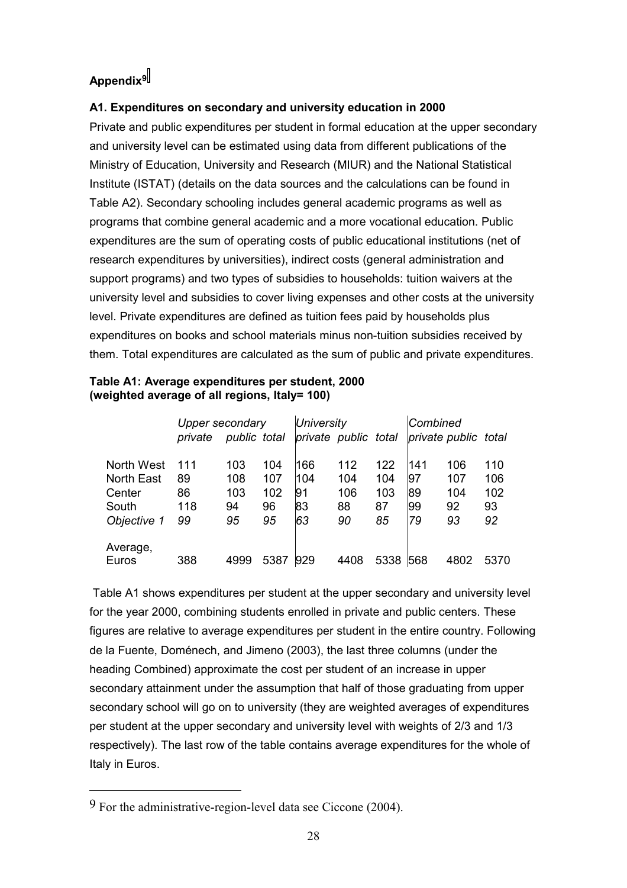## Appendix[9]

### A1. Expenditures on secondary and university education in 2000

Private and public expenditures per student in formal education at the upper secondary and university level can be estimated using data from different publications of the Ministry of Education, University and Research (MIUR) and the National Statistical Institute (ISTAT) (details on the data sources and the calculations can be found in Table A2). Secondary schooling includes general academic programs as well as programs that combine general academic and a more vocational education. Public expenditures are the sum of operating costs of public educational institutions (net of research expenditures by universities), indirect costs (general administration and support programs) and two types of subsidies to households: tuition waivers at the university level and subsidies to cover living expenses and other costs at the university level. Private expenditures are defined as tuition fees paid by households plus expenditures on books and school materials minus non-tuition subsidies received by them. Total expenditures are calculated as the sum of public and private expenditures.

**Table A1: Average expenditures per student, 2000 (weighted average of all regions, Italy= 100)**

| | *Upper secondary* | | | *University* | | | *Combined* | | |
|---|---|---|---|---|---|---|---|---|---|
| | *private* | *public* | *total* | *private* | *public* | *total* | *private* | *public* | *total* |
| North West | 111 | 103 | 104 | 166 | 112 | 122 | 141 | 106 | 110 |
| North East | 89 | 108 | 107 | 104 | 104 | 104 | 97 | 107 | 106 |
| Center | 86 | 103 | 102 | 91 | 106 | 103 | 89 | 104 | 102 |
| South | 118 | 94 | 96 | 83 | 88 | 87 | 99 | 92 | 93 |
| *Objective 1* | *99* | *95* | *95* | *63* | *90* | *85* | *79* | *93* | *92* |
| Average, Euros | 388 | 4999 | 5387 | 929 | 4408 | 5338 | 568 | 4802 | 5370 |

Table A1 shows expenditures per student at the upper secondary and university level for the year 2000, combining students enrolled in private and public centers. These figures are relative to average expenditures per student in the entire country. Following de la Fuente, Doménech, and Jimeno (2003), the last three columns (under the heading Combined) approximate the cost per student of an increase in upper secondary attainment under the assumption that half of those graduating from upper secondary school will go on to university (they are weighted averages of expenditures per student at the upper secondary and university level with weights of 2/3 and 1/3 respectively). The last row of the table contains average expenditures for the whole of Italy in Euros.

---

[9] For the administrative-region-level data see Ciccone (2004).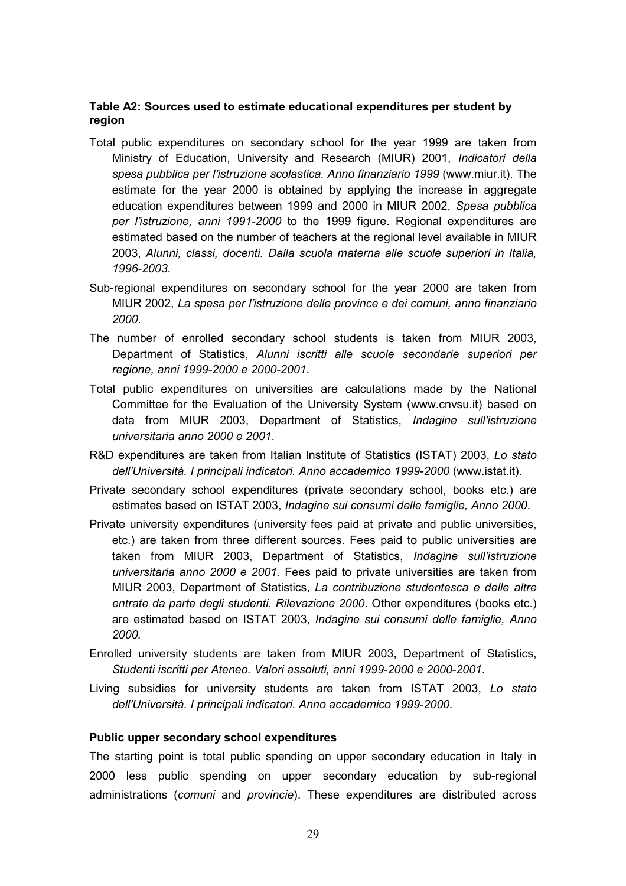**Table A2: Sources used to estimate educational expenditures per student by region**

Total public expenditures on secondary school for the year 1999 are taken from Ministry of Education, University and Research (MIUR) 2001, *Indicatori della spesa pubblica per l'istruzione scolastica. Anno finanziario 1999* (www.miur.it). The estimate for the year 2000 is obtained by applying the increase in aggregate education expenditures between 1999 and 2000 in MIUR 2002, *Spesa pubblica per l'istruzione, anni 1991-2000* to the 1999 figure. Regional expenditures are estimated based on the number of teachers at the regional level available in MIUR 2003, *Alunni, classi, docenti. Dalla scuola materna alle scuole superiori in Italia, 1996-2003*.

Sub-regional expenditures on secondary school for the year 2000 are taken from MIUR 2002, *La spesa per l'istruzione delle province e dei comuni, anno finanziario 2000*.

The number of enrolled secondary school students is taken from MIUR 2003, Department of Statistics, *Alunni iscritti alle scuole secondarie superiori per regione, anni 1999-2000 e 2000-2001*.

Total public expenditures on universities are calculations made by the National Committee for the Evaluation of the University System (www.cnvsu.it) based on data from MIUR 2003, Department of Statistics, *Indagine sull'istruzione universitaria anno 2000 e 2001*.

R&D expenditures are taken from Italian Institute of Statistics (ISTAT) 2003, *Lo stato dell'Università. I principali indicatori. Anno accademico 1999-2000* (www.istat.it).

Private secondary school expenditures (private secondary school, books etc.) are estimates based on ISTAT 2003, *Indagine sui consumi delle famiglie, Anno 2000*.

Private university expenditures (university fees paid at private and public universities, etc.) are taken from three different sources. Fees paid to public universities are taken from MIUR 2003, Department of Statistics, *Indagine sull'istruzione universitaria anno 2000 e 2001*. Fees paid to private universities are taken from MIUR 2003, Department of Statistics, *La contribuzione studentesca e delle altre entrate da parte degli studenti. Rilevazione 2000*. Other expenditures (books etc.) are estimated based on ISTAT 2003, *Indagine sui consumi delle famiglie, Anno 2000.*

Enrolled university students are taken from MIUR 2003, Department of Statistics, *Studenti iscritti per Ateneo. Valori assoluti, anni 1999-2000 e 2000-2001*.

Living subsidies for university students are taken from ISTAT 2003, *Lo stato dell'Università. I principali indicatori. Anno accademico 1999-2000.*

**Public upper secondary school expenditures**

The starting point is total public spending on upper secondary education in Italy in 2000 less public spending on upper secondary education by sub-regional administrations (*comuni* and *provincie*). These expenditures are distributed across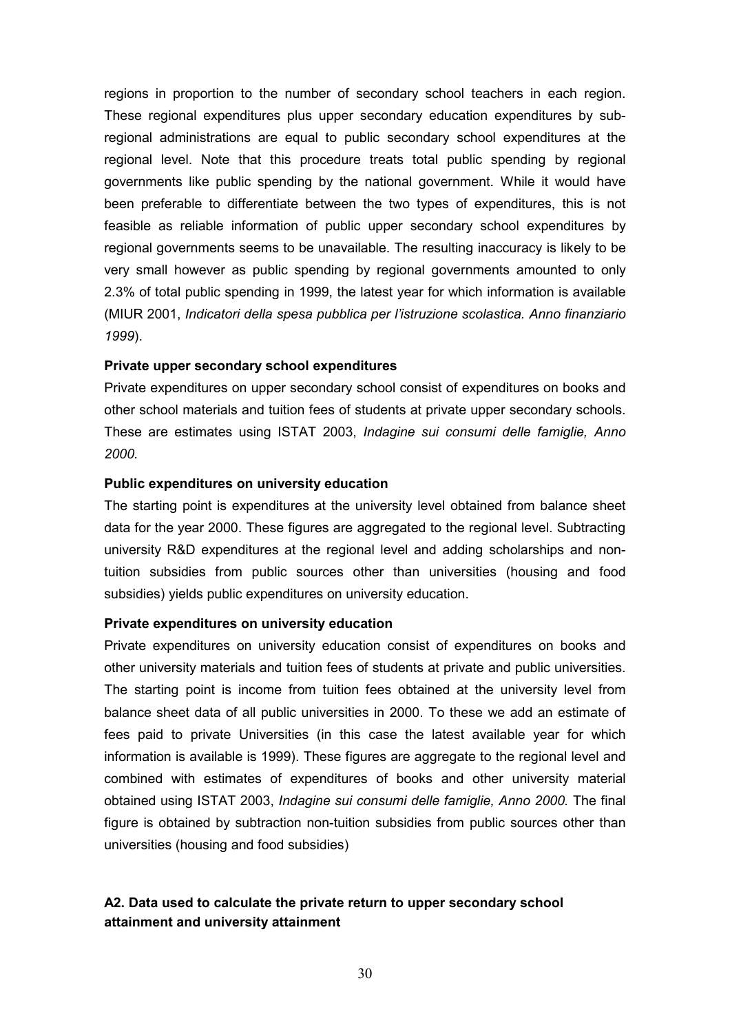regions in proportion to the number of secondary school teachers in each region. These regional expenditures plus upper secondary education expenditures by sub-regional administrations are equal to public secondary school expenditures at the regional level. Note that this procedure treats total public spending by regional governments like public spending by the national government. While it would have been preferable to differentiate between the two types of expenditures, this is not feasible as reliable information of public upper secondary school expenditures by regional governments seems to be unavailable. The resulting inaccuracy is likely to be very small however as public spending by regional governments amounted to only 2.3% of total public spending in 1999, the latest year for which information is available (MIUR 2001, *Indicatori della spesa pubblica per l'istruzione scolastica. Anno finanziario 1999*).

**Private upper secondary school expenditures**

Private expenditures on upper secondary school consist of expenditures on books and other school materials and tuition fees of students at private upper secondary schools. These are estimates using ISTAT 2003, *Indagine sui consumi delle famiglie, Anno 2000.*

**Public expenditures on university education**

The starting point is expenditures at the university level obtained from balance sheet data for the year 2000. These figures are aggregated to the regional level. Subtracting university R&D expenditures at the regional level and adding scholarships and non-tuition subsidies from public sources other than universities (housing and food subsidies) yields public expenditures on university education.

**Private expenditures on university education**

Private expenditures on university education consist of expenditures on books and other university materials and tuition fees of students at private and public universities. The starting point is income from tuition fees obtained at the university level from balance sheet data of all public universities in 2000. To these we add an estimate of fees paid to private Universities (in this case the latest available year for which information is available is 1999). These figures are aggregate to the regional level and combined with estimates of expenditures of books and other university material obtained using ISTAT 2003, *Indagine sui consumi delle famiglie, Anno 2000.* The final figure is obtained by subtraction non-tuition subsidies from public sources other than universities (housing and food subsidies)

### A2. Data used to calculate the private return to upper secondary school attainment and university attainment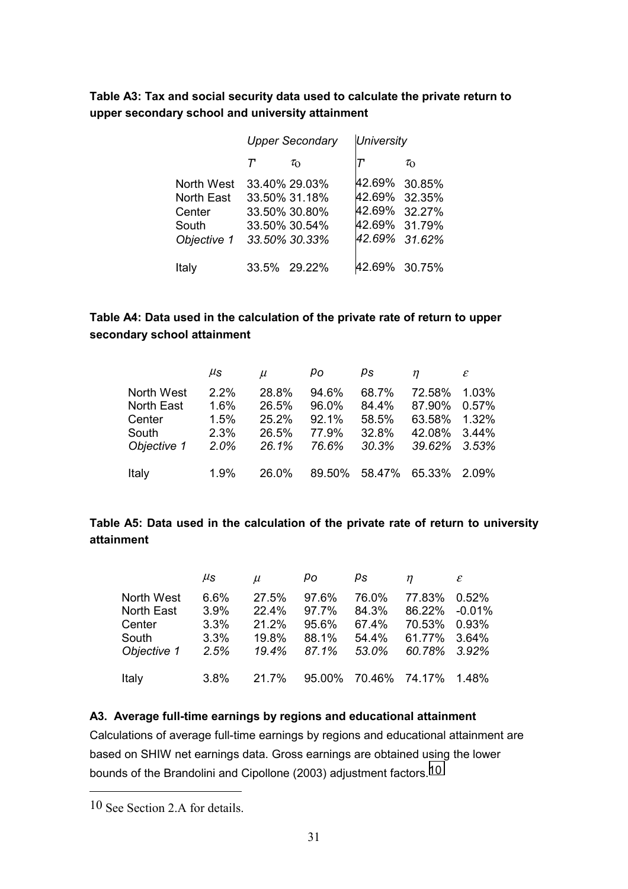**Table A3: Tax and social security data used to calculate the private return to upper secondary school and university attainment**

| | *Upper Secondary* | | *University* | |
|---|---|---|---|---|
| | $T'$ | $\tau_O$ | $T'$ | $\tau_O$ |
| North West | 33.40% | 29.03% | 42.69% | 30.85% |
| North East | 33.50% | 31.18% | 42.69% | 32.35% |
| Center | 33.50% | 30.80% | 42.69% | 32.27% |
| South | 33.50% | 30.54% | 42.69% | 31.79% |
| *Objective 1* | *33.50%* | *30.33%* | *42.69%* | *31.62%* |
| Italy | 33.5% | 29.22% | 42.69% | 30.75% |

**Table A4: Data used in the calculation of the private rate of return to upper secondary school attainment**

| | $\mu_S$ | $\mu$ | $p_O$ | $p_S$ | $\eta$ | $\varepsilon$ |
|---|---|---|---|---|---|---|
| North West | 2.2% | 28.8% | 94.6% | 68.7% | 72.58% | 1.03% |
| North East | 1.6% | 26.5% | 96.0% | 84.4% | 87.90% | 0.57% |
| Center | 1.5% | 25.2% | 92.1% | 58.5% | 63.58% | 1.32% |
| South | 2.3% | 26.5% | 77.9% | 32.8% | 42.08% | 3.44% |
| *Objective 1* | *2.0%* | *26.1%* | *76.6%* | *30.3%* | *39.62%* | *3.53%* |
| Italy | 1.9% | 26.0% | 89.50% | 58.47% | 65.33% | 2.09% |

**Table A5: Data used in the calculation of the private rate of return to university attainment**

| | $\mu_S$ | $\mu$ | $p_O$ | $p_S$ | $\eta$ | $\varepsilon$ |
|---|---|---|---|---|---|---|
| North West | 6.6% | 27.5% | 97.6% | 76.0% | 77.83% | 0.52% |
| North East | 3.9% | 22.4% | 97.7% | 84.3% | 86.22% | -0.01% |
| Center | 3.3% | 21.2% | 95.6% | 67.4% | 70.53% | 0.93% |
| South | 3.3% | 19.8% | 88.1% | 54.4% | 61.77% | 3.64% |
| *Objective 1* | *2.5%* | *19.4%* | *87.1%* | *53.0%* | *60.78%* | *3.92%* |
| Italy | 3.8% | 21.7% | 95.00% | 70.46% | 74.17% | 1.48% |

**A3. Average full-time earnings by regions and educational attainment**

Calculations of average full-time earnings by regions and educational attainment are based on SHIW net earnings data. Gross earnings are obtained using the lower bounds of the Brandolini and Cipollone (2003) adjustment factors.[10]

[10] See Section 2.A for details.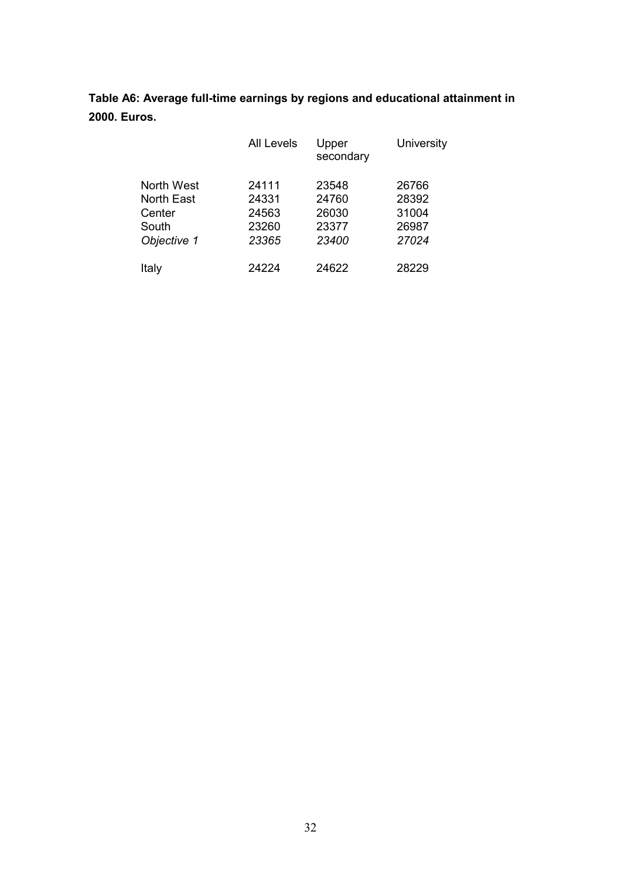**Table A6: Average full-time earnings by regions and educational attainment in 2000. Euros.**

| | All Levels | Upper secondary | University |
| --- | --- | --- | --- |
| North West | 24111 | 23548 | 26766 |
| North East | 24331 | 24760 | 28392 |
| Center | 24563 | 26030 | 31004 |
| South | 23260 | 23377 | 26987 |
| *Objective 1* | *23365* | *23400* | *27024* |
| Italy | 24224 | 24622 | 28229 |